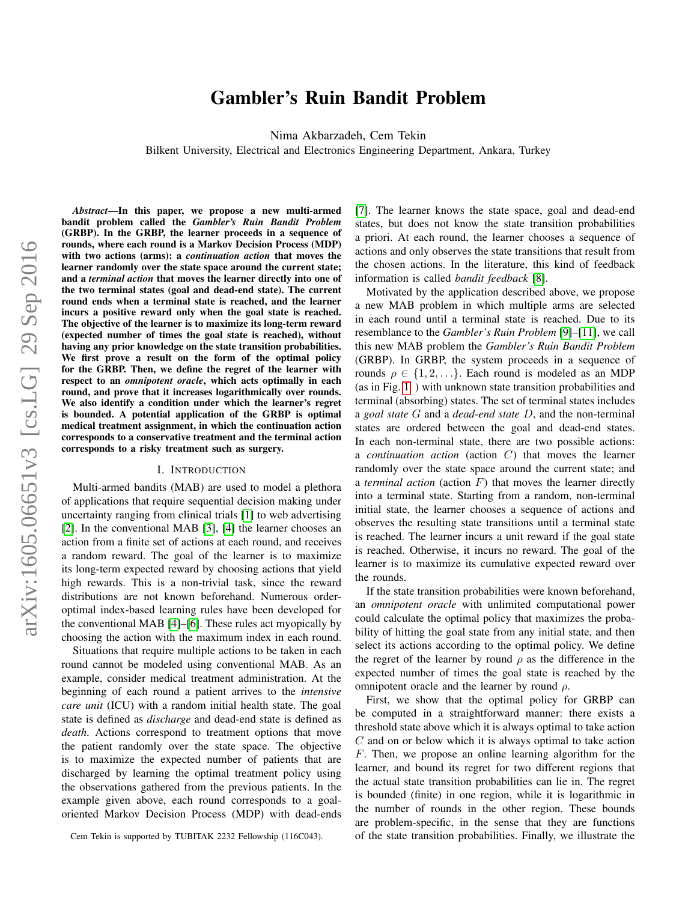# Gambler's Ruin Bandit Problem

Nima Akbarzadeh, Cem Tekin

Bilkent University, Electrical and Electronics Engineering Department, Ankara, Turkey

***Abstract*—In this paper, we propose a new multi-armed bandit problem called the *Gambler's Ruin Bandit Problem* (GRBP). In the GRBP, the learner proceeds in a sequence of rounds, where each round is a Markov Decision Process (MDP) with two actions (arms): a *continuation action* that moves the learner randomly over the state space around the current state; and a *terminal action* that moves the learner directly into one of the two terminal states (goal and dead-end state). The current round ends when a terminal state is reached, and the learner incurs a positive reward only when the goal state is reached. The objective of the learner is to maximize its long-term reward (expected number of times the goal state is reached), without having any prior knowledge on the state transition probabilities. We first prove a result on the form of the optimal policy for the GRBP. Then, we define the regret of the learner with respect to an *omnipotent oracle*, which acts optimally in each round, and prove that it increases logarithmically over rounds. We also identify a condition under which the learner's regret is bounded. A potential application of the GRBP is optimal medical treatment assignment, in which the continuation action corresponds to a conservative treatment and the terminal action corresponds to a risky treatment such as surgery.**

## I. Introduction

Multi-armed bandits (MAB) are used to model a plethora of applications that require sequential decision making under uncertainty ranging from clinical trials [1] to web advertising [2]. In the conventional MAB [3], [4] the learner chooses an action from a finite set of actions at each round, and receives a random reward. The goal of the learner is to maximize its long-term expected reward by choosing actions that yield high rewards. This is a non-trivial task, since the reward distributions are not known beforehand. Numerous order-optimal index-based learning rules have been developed for the conventional MAB [4]–[6]. These rules act myopically by choosing the action with the maximum index in each round.

Situations that require multiple actions to be taken in each round cannot be modeled using conventional MAB. As an example, consider medical treatment administration. At the beginning of each round a patient arrives to the *intensive care unit* (ICU) with a random initial health state. The goal state is defined as *discharge* and dead-end state is defined as *death*. Actions correspond to treatment options that move the patient randomly over the state space. The objective is to maximize the expected number of patients that are discharged by learning the optimal treatment policy using the observations gathered from the previous patients. In the example given above, each round corresponds to a goal-oriented Markov Decision Process (MDP) with dead-ends [7]. The learner knows the state space, goal and dead-end states, but does not know the state transition probabilities a priori. At each round, the learner chooses a sequence of actions and only observes the state transitions that result from the chosen actions. In the literature, this kind of feedback information is called *bandit feedback* [8].

Motivated by the application described above, we propose a new MAB problem in which multiple arms are selected in each round until a terminal state is reached. Due to its resemblance to the *Gambler's Ruin Problem* [9]–[11], we call this new MAB problem the *Gambler's Ruin Bandit Problem* (GRBP). In GRBP, the system proceeds in a sequence of rounds $\rho \in \{1, 2, \ldots\}$. Each round is modeled as an MDP (as in Fig. 1) with unknown state transition probabilities and terminal (absorbing) states. The set of terminal states includes a *goal state* $G$ and a *dead-end state* $D$, and the non-terminal states are ordered between the goal and dead-end states. In each non-terminal state, there are two possible actions: a *continuation action* (action $C$) that moves the learner randomly over the state space around the current state; and a *terminal action* (action $F$) that moves the learner directly into a terminal state. Starting from a random, non-terminal initial state, the learner chooses a sequence of actions and observes the resulting state transitions until a terminal state is reached. The learner incurs a unit reward if the goal state is reached. Otherwise, it incurs no reward. The goal of the learner is to maximize its cumulative expected reward over the rounds.

If the state transition probabilities were known beforehand, an *omnipotent oracle* with unlimited computational power could calculate the optimal policy that maximizes the probability of hitting the goal state from any initial state, and then select its actions according to the optimal policy. We define the regret of the learner by round $\rho$ as the difference in the expected number of times the goal state is reached by the omnipotent oracle and the learner by round $\rho$.

First, we show that the optimal policy for GRBP can be computed in a straightforward manner: there exists a threshold state above which it is always optimal to take action $C$ and on or below which it is always optimal to take action $F$. Then, we propose an online learning algorithm for the learner, and bound its regret for two different regions that the actual state transition probabilities can lie in. The regret is bounded (finite) in one region, while it is logarithmic in the number of rounds in the other region. These bounds are problem-specific, in the sense that they are functions of the state transition probabilities. Finally, we illustrate the

Cem Tekin is supported by TUBITAK 2232 Fellowship (116C043).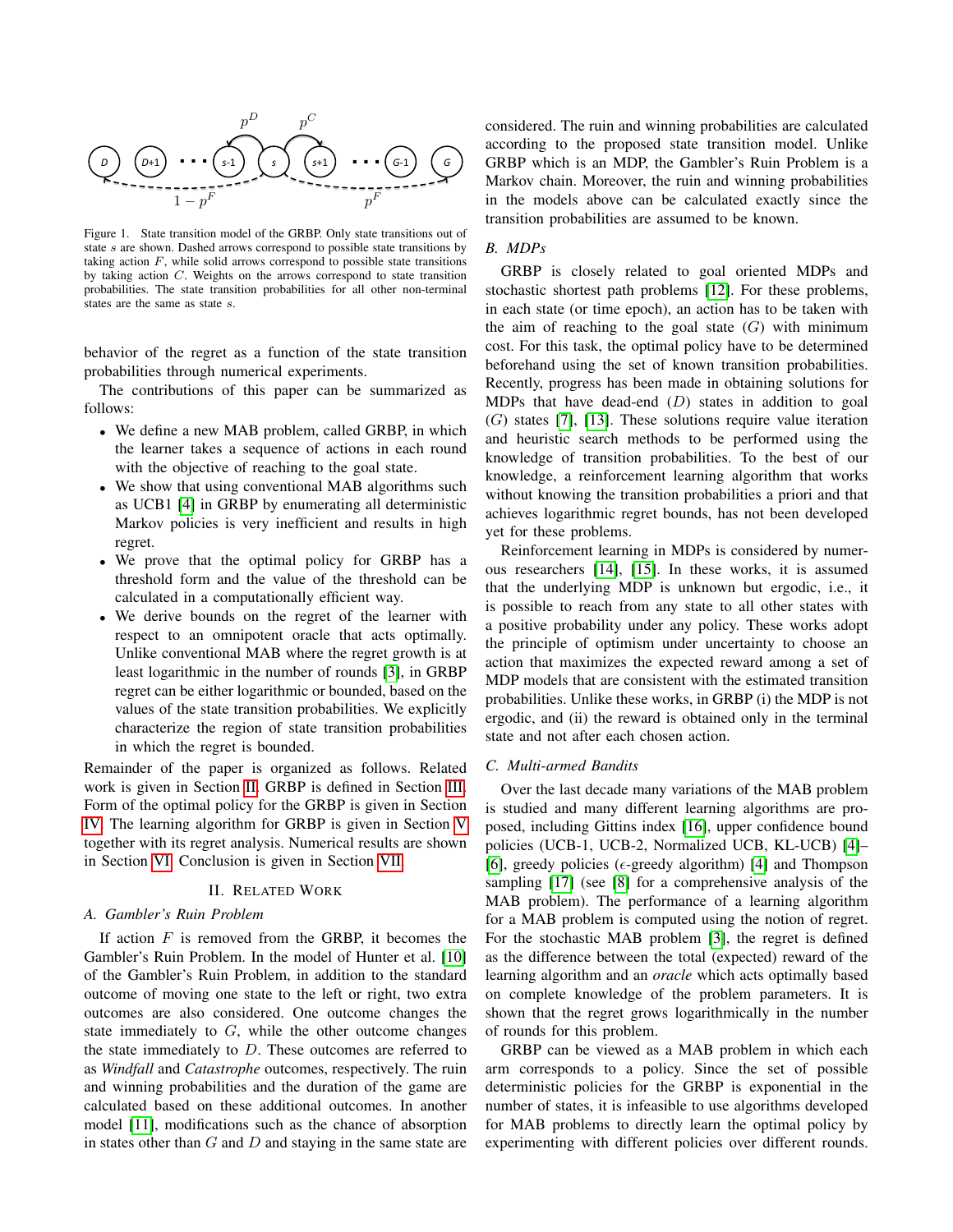Figure 1. State transition model of the GRBP. Only state transitions out of state $s$ are shown. Dashed arrows correspond to possible state transitions by taking action $F$, while solid arrows correspond to possible state transitions by taking action $C$. Weights on the arrows correspond to state transition probabilities. The state transition probabilities for all other non-terminal states are the same as state $s$.

behavior of the regret as a function of the state transition probabilities through numerical experiments.

The contributions of this paper can be summarized as follows:

- We define a new MAB problem, called GRBP, in which the learner takes a sequence of actions in each round with the objective of reaching to the goal state.
- We show that using conventional MAB algorithms such as UCB1 [4] in GRBP by enumerating all deterministic Markov policies is very inefficient and results in high regret.
- We prove that the optimal policy for GRBP has a threshold form and the value of the threshold can be calculated in a computationally efficient way.
- We derive bounds on the regret of the learner with respect to an omnipotent oracle that acts optimally. Unlike conventional MAB where the regret growth is at least logarithmic in the number of rounds [3], in GRBP regret can be either logarithmic or bounded, based on the values of the state transition probabilities. We explicitly characterize the region of state transition probabilities in which the regret is bounded.

Remainder of the paper is organized as follows. Related work is given in Section II. GRBP is defined in Section III. Form of the optimal policy for the GRBP is given in Section IV. The learning algorithm for GRBP is given in Section V together with its regret analysis. Numerical results are shown in Section VI. Conclusion is given in Section VII.

## II. Related Work

### A. Gambler's Ruin Problem

If action $F$ is removed from the GRBP, it becomes the Gambler's Ruin Problem. In the model of Hunter et al. [10] of the Gambler's Ruin Problem, in addition to the standard outcome of moving one state to the left or right, two extra outcomes are also considered. One outcome changes the state immediately to $G$, while the other outcome changes the state immediately to $D$. These outcomes are referred to as *Windfall* and *Catastrophe* outcomes, respectively. The ruin and winning probabilities and the duration of the game are calculated based on these additional outcomes. In another model [11], modifications such as the chance of absorption in states other than $G$ and $D$ and staying in the same state are considered. The ruin and winning probabilities are calculated according to the proposed state transition model. Unlike GRBP which is an MDP, the Gambler's Ruin Problem is a Markov chain. Moreover, the ruin and winning probabilities in the models above can be calculated exactly since the transition probabilities are assumed to be known.

### B. MDPs

GRBP is closely related to goal oriented MDPs and stochastic shortest path problems [12]. For these problems, in each state (or time epoch), an action has to be taken with the aim of reaching to the goal state ($G$) with minimum cost. For this task, the optimal policy have to be determined beforehand using the set of known transition probabilities. Recently, progress has been made in obtaining solutions for MDPs that have dead-end ($D$) states in addition to goal ($G$) states [7], [13]. These solutions require value iteration and heuristic search methods to be performed using the knowledge of transition probabilities. To the best of our knowledge, a reinforcement learning algorithm that works without knowing the transition probabilities a priori and that achieves logarithmic regret bounds, has not been developed yet for these problems.

Reinforcement learning in MDPs is considered by numerous researchers [14], [15]. In these works, it is assumed that the underlying MDP is unknown but ergodic, i.e., it is possible to reach from any state to all other states with a positive probability under any policy. These works adopt the principle of optimism under uncertainty to choose an action that maximizes the expected reward among a set of MDP models that are consistent with the estimated transition probabilities. Unlike these works, in GRBP (i) the MDP is not ergodic, and (ii) the reward is obtained only in the terminal state and not after each chosen action.

### C. Multi-armed Bandits

Over the last decade many variations of the MAB problem is studied and many different learning algorithms are proposed, including Gittins index [16], upper confidence bound policies (UCB-1, UCB-2, Normalized UCB, KL-UCB) [4]–[6], greedy policies ($\epsilon$-greedy algorithm) [4] and Thompson sampling [17] (see [8] for a comprehensive analysis of the MAB problem). The performance of a learning algorithm for a MAB problem is computed using the notion of regret. For the stochastic MAB problem [3], the regret is defined as the difference between the total (expected) reward of the learning algorithm and an *oracle* which acts optimally based on complete knowledge of the problem parameters. It is shown that the regret grows logarithmically in the number of rounds for this problem.

GRBP can be viewed as a MAB problem in which each arm corresponds to a policy. Since the set of possible deterministic policies for the GRBP is exponential in the number of states, it is infeasible to use algorithms developed for MAB problems to directly learn the optimal policy by experimenting with different policies over different rounds.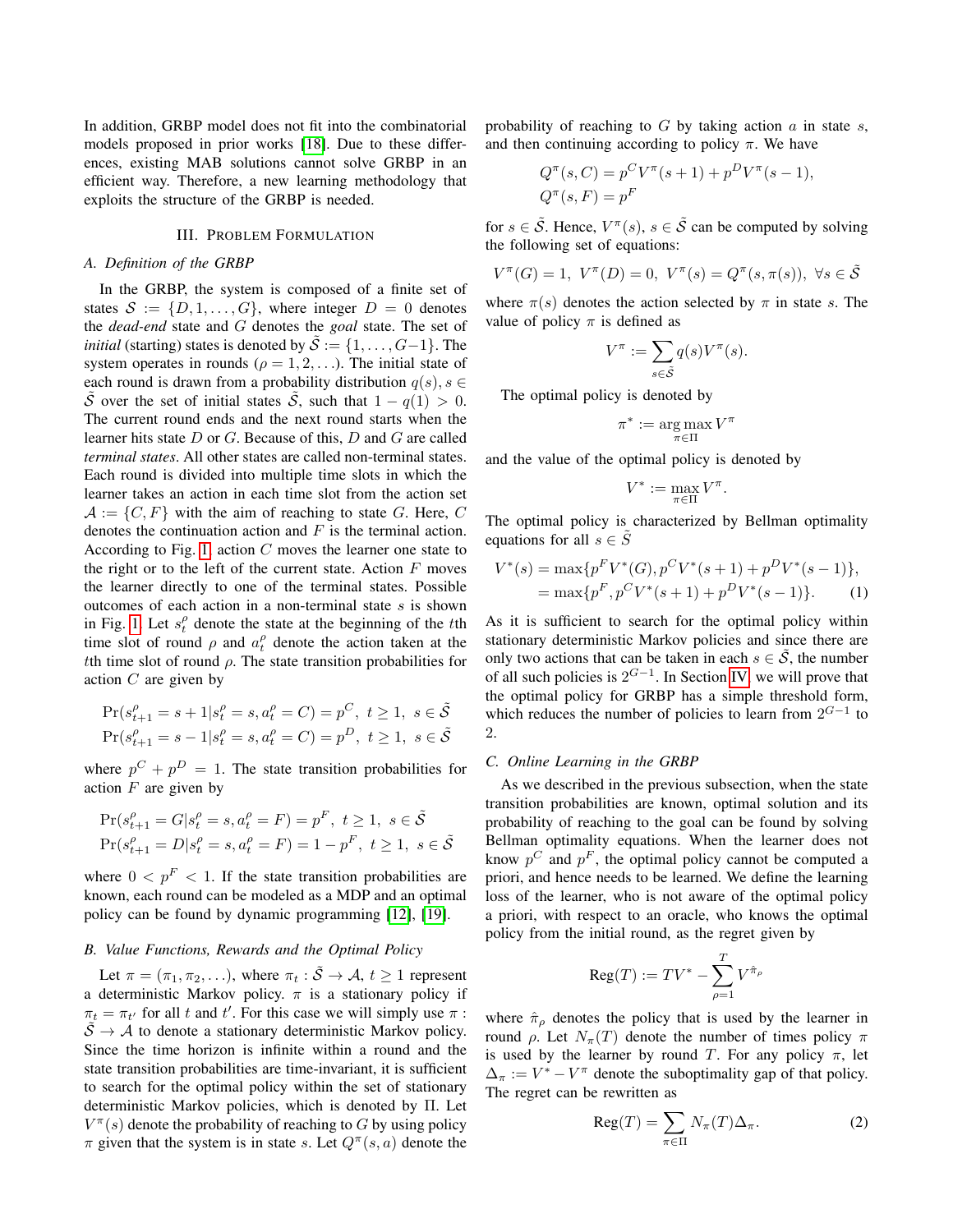In addition, GRBP model does not fit into the combinatorial models proposed in prior works [18]. Due to these differences, existing MAB solutions cannot solve GRBP in an efficient way. Therefore, a new learning methodology that exploits the structure of the GRBP is needed.

## III. Problem Formulation

### A. Definition of the GRBP

In the GRBP, the system is composed of a finite set of states $\mathcal{S} := \{D, 1, \ldots, G\}$, where integer $D = 0$ denotes the *dead-end* state and $G$ denotes the *goal* state. The set of *initial* (starting) states is denoted by $\tilde{\mathcal{S}} := \{1, \ldots, G-1\}$. The system operates in rounds ($\rho = 1, 2, \ldots$). The initial state of each round is drawn from a probability distribution $q(s), s \in \tilde{\mathcal{S}}$ over the set of initial states $\tilde{\mathcal{S}}$, such that $1 - q(1) > 0$. The current round ends and the next round starts when the learner hits state $D$ or $G$. Because of this, $D$ and $G$ are called *terminal states*. All other states are called non-terminal states. Each round is divided into multiple time slots in which the learner takes an action in each time slot from the action set $\mathcal{A} := \{C, F\}$ with the aim of reaching to state $G$. Here, $C$ denotes the continuation action and $F$ is the terminal action. According to Fig. 1, action $C$ moves the learner one state to the right or to the left of the current state. Action $F$ moves the learner directly to one of the terminal states. Possible outcomes of each action in a non-terminal state $s$ is shown in Fig. 1. Let $s_t^\rho$ denote the state at the beginning of the $t$th time slot of round $\rho$ and $a_t^\rho$ denote the action taken at the $t$th time slot of round $\rho$. The state transition probabilities for action $C$ are given by

$$\Pr(s_{t+1}^\rho = s+1 | s_t^\rho = s, a_t^\rho = C) = p^C, \ t \geq 1, \ s \in \tilde{\mathcal{S}}$$
$$\Pr(s_{t+1}^\rho = s-1 | s_t^\rho = s, a_t^\rho = C) = p^D, \ t \geq 1, \ s \in \tilde{\mathcal{S}}$$

where $p^C + p^D = 1$. The state transition probabilities for action $F$ are given by

$$\Pr(s_{t+1}^\rho = G | s_t^\rho = s, a_t^\rho = F) = p^F, \ t \geq 1, \ s \in \tilde{\mathcal{S}}$$
$$\Pr(s_{t+1}^\rho = D | s_t^\rho = s, a_t^\rho = F) = 1 - p^F, \ t \geq 1, \ s \in \tilde{\mathcal{S}}$$

where $0 < p^F < 1$. If the state transition probabilities are known, each round can be modeled as a MDP and an optimal policy can be found by dynamic programming [12], [19].

### B. Value Functions, Rewards and the Optimal Policy

Let $\pi = (\pi_1, \pi_2, \ldots)$, where $\pi_t : \tilde{\mathcal{S}} \to \mathcal{A}$, $t \geq 1$ represent a deterministic Markov policy. $\pi$ is a stationary policy if $\pi_t = \pi_{t'}$ for all $t$ and $t'$. For this case we will simply use $\pi : \tilde{\mathcal{S}} \to \mathcal{A}$ to denote a stationary deterministic Markov policy. Since the time horizon is infinite within a round and the state transition probabilities are time-invariant, it is sufficient to search for the optimal policy within the set of stationary deterministic Markov policies, which is denoted by $\Pi$. Let $V^\pi(s)$ denote the probability of reaching to $G$ by using policy $\pi$ given that the system is in state $s$. Let $Q^\pi(s, a)$ denote the probability of reaching to $G$ by taking action $a$ in state $s$, and then continuing according to policy $\pi$. We have

$$Q^\pi(s, C) = p^C V^\pi(s+1) + p^D V^\pi(s-1),$$
$$Q^\pi(s, F) = p^F$$

for $s \in \tilde{\mathcal{S}}$. Hence, $V^\pi(s)$, $s \in \tilde{\mathcal{S}}$ can be computed by solving the following set of equations:

$$V^\pi(G) = 1, \ V^\pi(D) = 0, \ V^\pi(s) = Q^\pi(s, \pi(s)), \ \forall s \in \tilde{\mathcal{S}}$$

where $\pi(s)$ denotes the action selected by $\pi$ in state $s$. The value of policy $\pi$ is defined as

$$V^\pi := \sum_{s \in \tilde{\mathcal{S}}} q(s) V^\pi(s).$$

The optimal policy is denoted by

$$\pi^* := \arg\max_{\pi \in \Pi} V^\pi$$

and the value of the optimal policy is denoted by

$$V^* := \max_{\pi \in \Pi} V^\pi.$$

The optimal policy is characterized by Bellman optimality equations for all $s \in \tilde{S}$

$$\begin{aligned} V^*(s) &= \max\{p^F V^*(G), p^C V^*(s+1) + p^D V^*(s-1)\}, \\ &= \max\{p^F, p^C V^*(s+1) + p^D V^*(s-1)\}. \end{aligned} \tag{1}$$

As it is sufficient to search for the optimal policy within stationary deterministic Markov policies and since there are only two actions that can be taken in each $s \in \tilde{\mathcal{S}}$, the number of all such policies is $2^{G-1}$. In Section IV, we will prove that the optimal policy for GRBP has a simple threshold form, which reduces the number of policies to learn from $2^{G-1}$ to 2.

### C. Online Learning in the GRBP

As we described in the previous subsection, when the state transition probabilities are known, optimal solution and its probability of reaching to the goal can be found by solving Bellman optimality equations. When the learner does not know $p^C$ and $p^F$, the optimal policy cannot be computed a priori, and hence needs to be learned. We define the learning loss of the learner, who is not aware of the optimal policy a priori, with respect to an oracle, who knows the optimal policy from the initial round, as the regret given by

$$\text{Reg}(T) := TV^* - \sum_{\rho=1}^{T} V^{\hat{\pi}_\rho}$$

where $\hat{\pi}_\rho$ denotes the policy that is used by the learner in round $\rho$. Let $N_\pi(T)$ denote the number of times policy $\pi$ is used by the learner by round $T$. For any policy $\pi$, let $\Delta_\pi := V^* - V^\pi$ denote the suboptimality gap of that policy. The regret can be rewritten as

$$\text{Reg}(T) = \sum_{\pi \in \Pi} N_\pi(T) \Delta_\pi. \tag{2}$$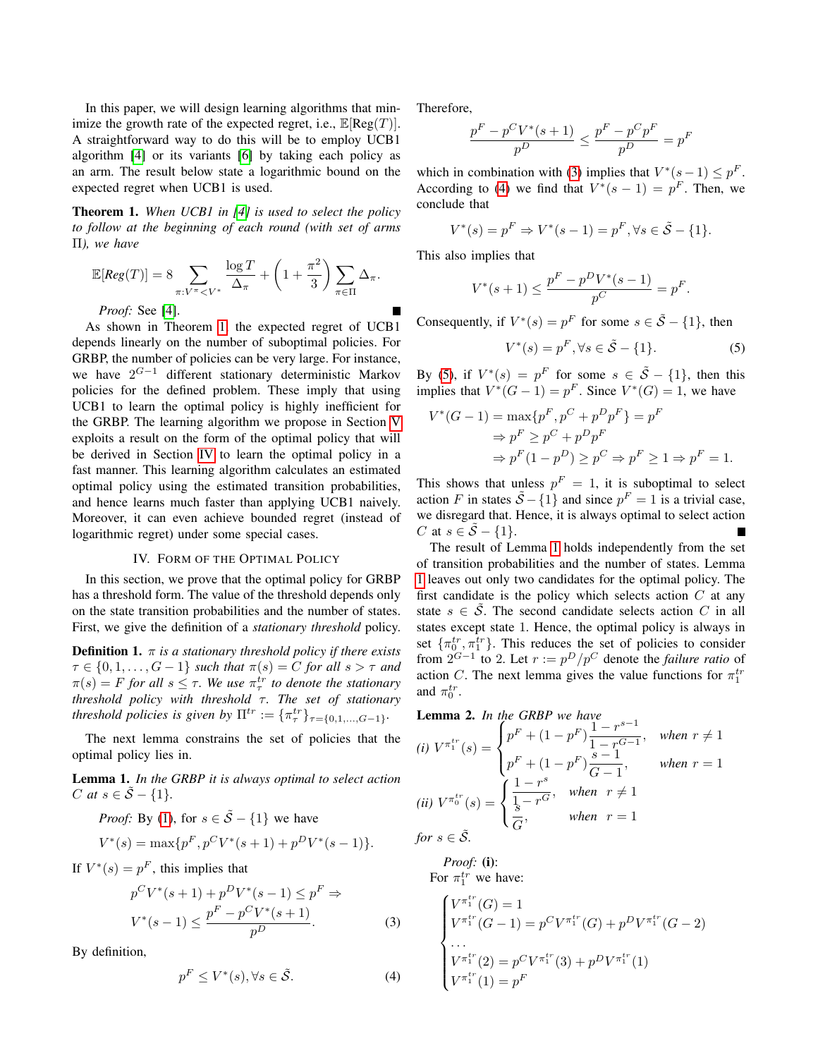In this paper, we will design learning algorithms that minimize the growth rate of the expected regret, i.e., $\mathbb{E}[\text{Reg}(T)]$. A straightforward way to do this will be to employ UCB1 algorithm [4] or its variants [6] by taking each policy as an arm. The result below state a logarithmic bound on the expected regret when UCB1 is used.

**Theorem 1.** *When UCB1 in [4] is used to select the policy to follow at the beginning of each round (with set of arms $\Pi$), we have*

$$\mathbb{E}[\mathit{Reg}(T)] = 8 \sum_{\pi : V^\pi < V^*} \frac{\log T}{\Delta_\pi} + \left(1 + \frac{\pi^2}{3}\right) \sum_{\pi \in \Pi} \Delta_\pi.$$

*Proof:* See [4]. ∎

As shown in Theorem 1, the expected regret of UCB1 depends linearly on the number of suboptimal policies. For GRBP, the number of policies can be very large. For instance, we have $2^{G-1}$ different stationary deterministic Markov policies for the defined problem. These imply that using UCB1 to learn the optimal policy is highly inefficient for the GRBP. The learning algorithm we propose in Section V exploits a result on the form of the optimal policy that will be derived in Section IV to learn the optimal policy in a fast manner. This learning algorithm calculates an estimated optimal policy using the estimated transition probabilities, and hence learns much faster than applying UCB1 naively. Moreover, it can even achieve bounded regret (instead of logarithmic regret) under some special cases.

## IV. Form of the Optimal Policy

In this section, we prove that the optimal policy for GRBP has a threshold form. The value of the threshold depends only on the state transition probabilities and the number of states. First, we give the definition of a *stationary threshold* policy.

**Definition 1.** *$\pi$ is a stationary threshold policy if there exists $\tau \in \{0, 1, \ldots, G-1\}$ such that $\pi(s) = C$ for all $s > \tau$ and $\pi(s) = F$ for all $s \leq \tau$. We use $\pi^{tr}_\tau$ to denote the stationary threshold policy with threshold $\tau$. The set of stationary threshold policies is given by $\Pi^{tr} := \{\pi^{tr}_\tau\}_{\tau = \{0,1,\ldots,G-1\}}$.*

The next lemma constrains the set of policies that the optimal policy lies in.

**Lemma 1.** *In the GRBP it is always optimal to select action $C$ at $s \in \tilde{\mathcal{S}} - \{1\}$.*

*Proof:* By (1), for $s \in \tilde{\mathcal{S}} - \{1\}$ we have

$$V^*(s) = \max\{p^F, p^C V^*(s+1) + p^D V^*(s-1)\}.$$

If $V^*(s) = p^F$, this implies that

$$\begin{aligned} & p^C V^*(s+1) + p^D V^*(s-1) \leq p^F \Rightarrow \\ & V^*(s-1) \leq \frac{p^F - p^C V^*(s+1)}{p^D}. \end{aligned} \tag{3}$$

By definition,

$$p^F \leq V^*(s), \forall s \in \tilde{\mathcal{S}}. \tag{4}$$

Therefore,

$$\frac{p^F - p^C V^*(s+1)}{p^D} \leq \frac{p^F - p^C p^F}{p^D} = p^F$$

which in combination with (3) implies that $V^*(s-1) \leq p^F$. According to (4) we find that $V^*(s-1) = p^F$. Then, we conclude that

$$V^*(s) = p^F \Rightarrow V^*(s-1) = p^F, \forall s \in \tilde{\mathcal{S}} - \{1\}.$$

This also implies that

$$V^*(s+1) \leq \frac{p^F - p^D V^*(s-1)}{p^C} = p^F.$$

Consequently, if $V^*(s) = p^F$ for some $s \in \tilde{\mathcal{S}} - \{1\}$, then

$$V^*(s) = p^F, \forall s \in \tilde{\mathcal{S}} - \{1\}. \tag{5}$$

By (5), if $V^*(s) = p^F$ for some $s \in \tilde{\mathcal{S}} - \{1\}$, then this implies that $V^*(G-1) = p^F$. Since $V^*(G) = 1$, we have

$$\begin{aligned} V^*(G-1) &= \max\{p^F, p^C + p^D p^F\} = p^F \\ &\Rightarrow p^F \geq p^C + p^D p^F \\ &\Rightarrow p^F(1 - p^D) \geq p^C \Rightarrow p^F \geq 1 \Rightarrow p^F = 1. \end{aligned}$$

This shows that unless $p^F = 1$, it is suboptimal to select action $F$ in states $\tilde{\mathcal{S}} - \{1\}$ and since $p^F = 1$ is a trivial case, we disregard that. Hence, it is always optimal to select action $C$ at $s \in \tilde{\mathcal{S}} - \{1\}$. ∎

The result of Lemma 1 holds independently from the set of transition probabilities and the number of states. Lemma 1 leaves out only two candidates for the optimal policy. The first candidate is the policy which selects action $C$ at any state $s \in \tilde{\mathcal{S}}$. The second candidate selects action $C$ in all states except state 1. Hence, the optimal policy is always in set $\{\pi^{tr}_0, \pi^{tr}_1\}$. This reduces the set of policies to consider from $2^{G-1}$ to 2. Let $r := p^D/p^C$ denote the *failure ratio* of action $C$. The next lemma gives the value functions for $\pi^{tr}_1$ and $\pi^{tr}_0$.

**Lemma 2.** *In the GRBP we have*

*(i)* $$V^{\pi^{tr}_1}(s) = \begin{cases} p^F + (1 - p^F)\dfrac{1 - r^{s-1}}{1 - r^{G-1}}, & \text{when } r \neq 1 \\ p^F + (1 - p^F)\dfrac{s-1}{G-1}, & \text{when } r = 1 \end{cases}$$

*(ii)* $$V^{\pi^{tr}_0}(s) = \begin{cases} \dfrac{1 - r^s}{1 - r^G}, & \text{when } r \neq 1 \\ \dfrac{s}{G}, & \text{when } r = 1 \end{cases}$$

*for $s \in \tilde{\mathcal{S}}$.*

*Proof:* **(i)**:
For $\pi^{tr}_1$ we have:

$$\begin{cases} V^{\pi^{tr}_1}(G) = 1 \\ V^{\pi^{tr}_1}(G-1) = p^C V^{\pi^{tr}_1}(G) + p^D V^{\pi^{tr}_1}(G-2) \\ \ldots \\ V^{\pi^{tr}_1}(2) = p^C V^{\pi^{tr}_1}(3) + p^D V^{\pi^{tr}_1}(1) \\ V^{\pi^{tr}_1}(1) = p^F \end{cases}$$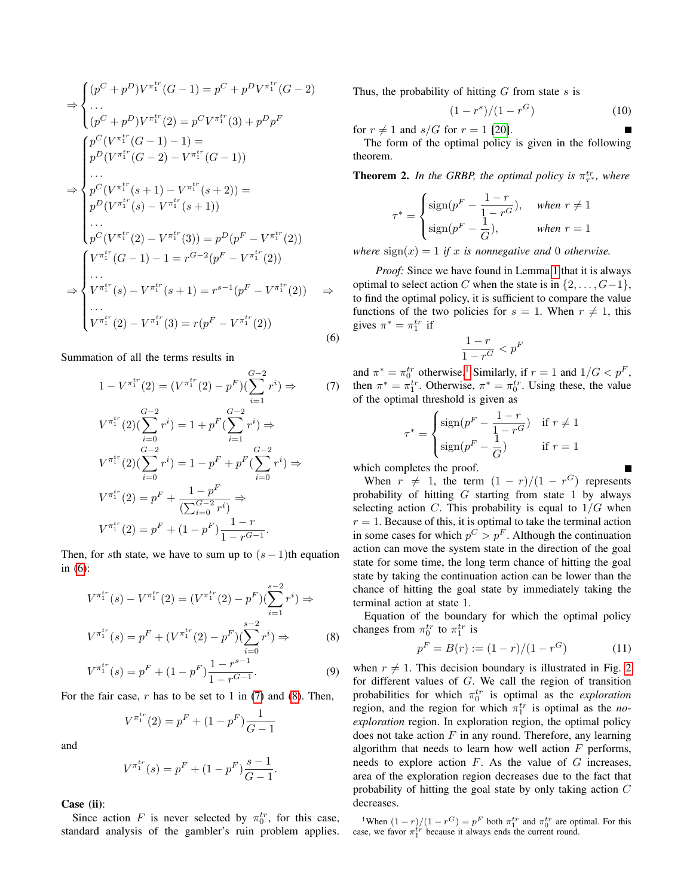$$\Rightarrow \begin{cases} (p^C + p^D)V^{\pi_1^{tr}}(G-1) = p^C + p^D V^{\pi_1^{tr}}(G-2) \\ \dots \\ (p^C + p^D)V^{\pi_1^{tr}}(2) = p^C V^{\pi_1^{tr}}(3) + p^D p^F \end{cases}$$

$$\Rightarrow \begin{cases} p^C(V^{\pi_1^{tr}}(G-1) - 1) = \\ p^D(V^{\pi_1^{tr}}(G-2) - V^{\pi_1^{tr}}(G-1)) \\ \dots \\ p^C(V^{\pi_1^{tr}}(s+1) - V^{\pi_1^{tr}}(s+2)) = \\ p^D(V^{\pi_1^{tr}}(s) - V^{\pi_1^{tr}}(s+1)) \\ \dots \\ p^C(V^{\pi_1^{tr}}(2) - V^{\pi_1^{tr}}(3)) = p^D(p^F - V^{\pi_1^{tr}}(2)) \end{cases}$$

$$\Rightarrow \begin{cases} V^{\pi_1^{tr}}(G-1) - 1 = r^{G-2}(p^F - V^{\pi_1^{tr}}(2)) \\ \dots \\ V^{\pi_1^{tr}}(s) - V^{\pi_1^{tr}}(s+1) = r^{s-1}(p^F - V^{\pi_1^{tr}}(2)) \\ \dots \\ V^{\pi_1^{tr}}(2) - V^{\pi_1^{tr}}(3) = r(p^F - V^{\pi_1^{tr}}(2)) \end{cases} \Rightarrow \tag{6}$$

Summation of all the terms results in

$$1 - V^{\pi_1^{tr}}(2) = (V^{\pi_1^{tr}}(2) - p^F)(\sum_{i=1}^{G-2} r^i) \Rightarrow \tag{7}$$

$$V^{\pi_1^{tr}}(2)(\sum_{i=0}^{G-2} r^i) = 1 + p^F(\sum_{i=1}^{G-2} r^i) \Rightarrow$$

$$V^{\pi_1^{tr}}(2)(\sum_{i=0}^{G-2} r^i) = 1 - p^F + p^F(\sum_{i=0}^{G-2} r^i) \Rightarrow$$

$$V^{\pi_1^{tr}}(2) = p^F + \frac{1-p^F}{(\sum_{i=0}^{G-2} r^i)} \Rightarrow$$

$$V^{\pi_1^{tr}}(2) = p^F + (1-p^F)\frac{1-r}{1-r^{G-1}}.$$

Then, for $s$th state, we have to sum up to $(s-1)$th equation in (6):

$$V^{\pi_1^{tr}}(s) - V^{\pi_1^{tr}}(2) = (V^{\pi_1^{tr}}(2) - p^F)(\sum_{i=1}^{s-2} r^i) \Rightarrow$$

$$V^{\pi_1^{tr}}(s) = p^F + (V^{\pi_1^{tr}}(2) - p^F)(\sum_{i=0}^{s-2} r^i) \Rightarrow \tag{8}$$

$$V^{\pi_1^{tr}}(s) = p^F + (1-p^F)\frac{1-r^{s-1}}{1-r^{G-1}}. \tag{9}$$

For the fair case, $r$ has to be set to 1 in (7) and (8). Then,

$$V^{\pi_1^{tr}}(2) = p^F + (1-p^F)\frac{1}{G-1}$$

and

$$V^{\pi_1^{tr}}(s) = p^F + (1-p^F)\frac{s-1}{G-1}.$$

**Case (ii)**:

Since action $F$ is never selected by $\pi_0^{tr}$, for this case, standard analysis of the gambler's ruin problem applies. Thus, the probability of hitting $G$ from state $s$ is

$$(1-r^s)/(1-r^G) \tag{10}$$

for $r \neq 1$ and $s/G$ for $r = 1$ [20]. ■

The form of the optimal policy is given in the following theorem.

**Theorem 2.** *In the GRBP, the optimal policy is $\pi_{\tau^*}^{tr}$, where*

$$\tau^* = \begin{cases} \text{sign}(p^F - \frac{1-r}{1-r^G}), & \textit{when } r \neq 1 \\ \text{sign}(p^F - \frac{1}{G}), & \textit{when } r = 1 \end{cases}$$

*where* $\text{sign}(x) = 1$ *if $x$ is nonnegative and 0 otherwise.*

*Proof:* Since we have found in Lemma 1 that it is always optimal to select action $C$ when the state is in $\{2, \dots, G-1\}$, to find the optimal policy, it is sufficient to compare the value functions of the two policies for $s = 1$. When $r \neq 1$, this gives $\pi^* = \pi_1^{tr}$ if

$$\frac{1-r}{1-r^G} < p^F$$

and $\pi^* = \pi_0^{tr}$ otherwise.[1] Similarly, if $r = 1$ and $1/G < p^F$, then $\pi^* = \pi_1^{tr}$. Otherwise, $\pi^* = \pi_0^{tr}$. Using these, the value of the optimal threshold is given as

$$\tau^* = \begin{cases} \text{sign}(p^F - \frac{1-r}{1-r^G}) & \text{if } r \neq 1 \\ \text{sign}(p^F - \frac{1}{G}) & \text{if } r = 1 \end{cases}$$

which completes the proof. ■

When $r \neq 1$, the term $(1-r)/(1-r^G)$ represents probability of hitting $G$ starting from state 1 by always selecting action $C$. This probability is equal to $1/G$ when $r = 1$. Because of this, it is optimal to take the terminal action in some cases for which $p^C > p^F$. Although the continuation action can move the system state in the direction of the goal state for some time, the long term chance of hitting the goal state by taking the continuation action can be lower than the chance of hitting the goal state by immediately taking the terminal action at state 1.

Equation of the boundary for which the optimal policy changes from $\pi_0^{tr}$ to $\pi_1^{tr}$ is

$$p^F = B(r) := (1-r)/(1-r^G) \tag{11}$$

when $r \neq 1$. This decision boundary is illustrated in Fig. 2 for different values of $G$. We call the region of transition probabilities for which $\pi_0^{tr}$ is optimal as the *exploration* region, and the region for which $\pi_1^{tr}$ is optimal as the *no-exploration* region. In exploration region, the optimal policy does not take action $F$ in any round. Therefore, any learning algorithm that needs to learn how well action $F$ performs, needs to explore action $F$. As the value of $G$ increases, area of the exploration region decreases due to the fact that probability of hitting the goal state by only taking action $C$ decreases.

[1] When $(1-r)/(1-r^G) = p^F$ both $\pi_1^{tr}$ and $\pi_0^{tr}$ are optimal. For this case, we favor $\pi_1^{tr}$ because it always ends the current round.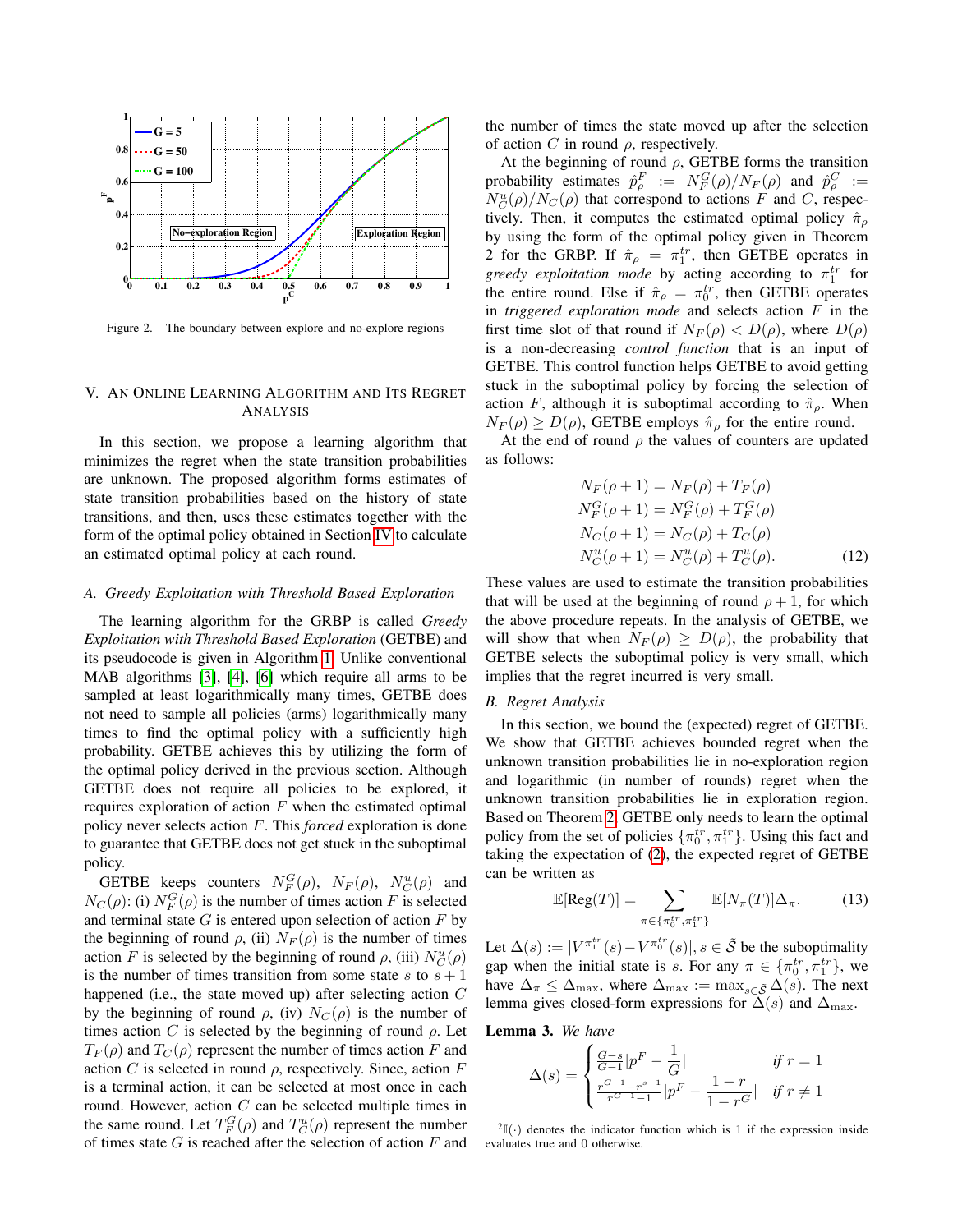Figure 2. The boundary between explore and no-explore regions

## V. An Online Learning Algorithm and Its Regret Analysis

In this section, we propose a learning algorithm that minimizes the regret when the state transition probabilities are unknown. The proposed algorithm forms estimates of state transition probabilities based on the history of state transitions, and then, uses these estimates together with the form of the optimal policy obtained in Section IV to calculate an estimated optimal policy at each round.

### A. Greedy Exploitation with Threshold Based Exploration

The learning algorithm for the GRBP is called *Greedy Exploitation with Threshold Based Exploration* (GETBE) and its pseudocode is given in Algorithm 1. Unlike conventional MAB algorithms [3], [4], [6] which require all arms to be sampled at least logarithmically many times, GETBE does not need to sample all policies (arms) logarithmically many times to find the optimal policy with a sufficiently high probability. GETBE achieves this by utilizing the form of the optimal policy derived in the previous section. Although GETBE does not require all policies to be explored, it requires exploration of action $F$ when the estimated optimal policy never selects action $F$. This *forced* exploration is done to guarantee that GETBE does not get stuck in the suboptimal policy.

GETBE keeps counters $N_F^G(\rho)$, $N_F(\rho)$, $N_C^u(\rho)$ and $N_C(\rho)$: (i) $N_F^G(\rho)$ is the number of times action $F$ is selected and terminal state $G$ is entered upon selection of action $F$ by the beginning of round $\rho$, (ii) $N_F(\rho)$ is the number of times action $F$ is selected by the beginning of round $\rho$, (iii) $N_C^u(\rho)$ is the number of times transition from some state $s$ to $s+1$ happened (i.e., the state moved up) after selecting action $C$ by the beginning of round $\rho$, (iv) $N_C(\rho)$ is the number of times action $C$ is selected by the beginning of round $\rho$. Let $T_F(\rho)$ and $T_C(\rho)$ represent the number of times action $F$ and action $C$ is selected in round $\rho$, respectively. Since, action $F$ is a terminal action, it can be selected at most once in each round. However, action $C$ can be selected multiple times in the same round. Let $T_F^G(\rho)$ and $T_C^u(\rho)$ represent the number of times state $G$ is reached after the selection of action $F$ and the number of times the state moved up after the selection of action $C$ in round $\rho$, respectively.

At the beginning of round $\rho$, GETBE forms the transition probability estimates $\hat{p}_\rho^F := N_F^G(\rho)/N_F(\rho)$ and $\hat{p}_\rho^C := N_C^u(\rho)/N_C(\rho)$ that correspond to actions $F$ and $C$, respectively. Then, it computes the estimated optimal policy $\hat{\pi}_\rho$ by using the form of the optimal policy given in Theorem 2 for the GRBP. If $\hat{\pi}_\rho = \pi_1^{tr}$, then GETBE operates in *greedy exploitation mode* by acting according to $\pi_1^{tr}$ for the entire round. Else if $\hat{\pi}_\rho = \pi_0^{tr}$, then GETBE operates in *triggered exploration mode* and selects action $F$ in the first time slot of that round if $N_F(\rho) < D(\rho)$, where $D(\rho)$ is a non-decreasing *control function* that is an input of GETBE. This control function helps GETBE to avoid getting stuck in the suboptimal policy by forcing the selection of action $F$, although it is suboptimal according to $\hat{\pi}_\rho$. When $N_F(\rho) \geq D(\rho)$, GETBE employs $\hat{\pi}_\rho$ for the entire round.

At the end of round $\rho$ the values of counters are updated as follows:

$$
\begin{aligned}
N_F(\rho+1) &= N_F(\rho) + T_F(\rho) \\
N_F^G(\rho+1) &= N_F^G(\rho) + T_F^G(\rho) \\
N_C(\rho+1) &= N_C(\rho) + T_C(\rho) \\
N_C^u(\rho+1) &= N_C^u(\rho) + T_C^u(\rho).
\end{aligned} \tag{12}
$$

These values are used to estimate the transition probabilities that will be used at the beginning of round $\rho+1$, for which the above procedure repeats. In the analysis of GETBE, we will show that when $N_F(\rho) \geq D(\rho)$, the probability that GETBE selects the suboptimal policy is very small, which implies that the regret incurred is very small.

### B. Regret Analysis

In this section, we bound the (expected) regret of GETBE. We show that GETBE achieves bounded regret when the unknown transition probabilities lie in no-exploration region and logarithmic (in number of rounds) regret when the unknown transition probabilities lie in exploration region. Based on Theorem 2, GETBE only needs to learn the optimal policy from the set of policies $\{\pi_0^{tr}, \pi_1^{tr}\}$. Using this fact and taking the expectation of (2), the expected regret of GETBE can be written as

$$
\mathbb{E}[\text{Reg}(T)] = \sum_{\pi \in \{\pi_0^{tr}, \pi_1^{tr}\}} \mathbb{E}[N_\pi(T)] \Delta_\pi. \tag{13}
$$

Let $\Delta(s) := |V^{\pi_1^{tr}}(s) - V^{\pi_0^{tr}}(s)|$, $s \in \tilde{\mathcal{S}}$ be the suboptimality gap when the initial state is $s$. For any $\pi \in \{\pi_0^{tr}, \pi_1^{tr}\}$, we have $\Delta_\pi \leq \Delta_{\max}$, where $\Delta_{\max} := \max_{s \in \tilde{\mathcal{S}}} \Delta(s)$. The next lemma gives closed-form expressions for $\Delta(s)$ and $\Delta_{\max}$.

**Lemma 3.** *We have*

$$
\Delta(s) = \begin{cases} \frac{G-s}{G-1} \left| p^F - \dfrac{1}{G} \right| & \text{if } r = 1 \\ \frac{r^{G-1} - r^{s-1}}{r^{G-1} - 1} \left| p^F - \dfrac{1-r}{1-r^G} \right| & \text{if } r \neq 1 \end{cases}
$$

[2] $\mathbb{I}(\cdot)$ denotes the indicator function which is 1 if the expression inside evaluates true and 0 otherwise.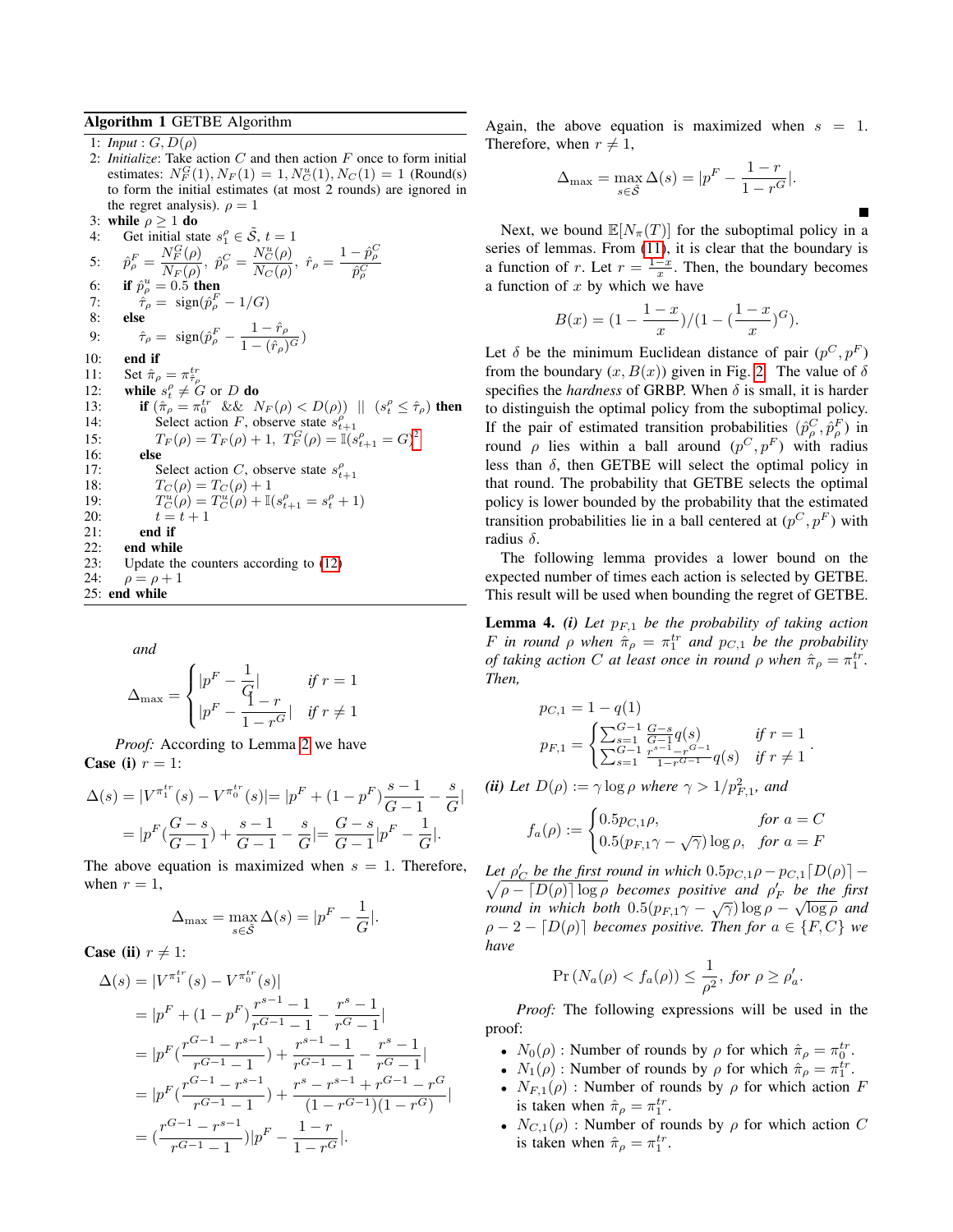**Algorithm 1** GETBE Algorithm

```
1: Input : G, D(ρ)
2: Initialize: Take action C and then action F once to form initial
   estimates: N_F^G(1), N_F(1) = 1, N_C^u(1), N_C(1) = 1 (Round(s)
   to form the initial estimates (at most 2 rounds) are ignored in
   the regret analysis). ρ = 1
3: while ρ ≥ 1 do
4:    Get initial state s_1^ρ ∈ S̃, t = 1
5:    p̂_ρ^F = N_F^G(ρ)/N_F(ρ), p̂_ρ^C = N_C^u(ρ)/N_C(ρ), r̂_ρ = (1 − p̂_ρ^C)/p̂_ρ^C
6:    if p̂_ρ^u = 0.5 then
7:       τ̂_ρ = sign(p̂_ρ^F − 1/G)
8:    else
9:       τ̂_ρ = sign(p̂_ρ^F − (1 − r̂_ρ)/(1 − (r̂_ρ)^G))
10:   end if
11:   Set π̂_ρ = π^tr_{τ̂_ρ}
12:   while s_t^ρ ≠ G or D do
13:      if (π̂_ρ = π_0^tr && N_F(ρ) < D(ρ)) || (s_t^ρ ≤ τ̂_ρ) then
14:         Select action F, observe state s_{t+1}^ρ
15:         T_F(ρ) = T_F(ρ) + 1, T_F^G(ρ) = I(s_{t+1}^ρ = G)^2
16:      else
17:         Select action C, observe state s_{t+1}^ρ
18:         T_C(ρ) = T_C(ρ) + 1
19:         T_C^u(ρ) = T_C^u(ρ) + I(s_{t+1}^ρ = s_t^ρ + 1)
20:         t = t + 1
21:      end if
22:   end while
23:   Update the counters according to (12)
24:   ρ = ρ + 1
25: end while
```

*and*

$$\Delta_{\max} = \begin{cases} |p^F - \dfrac{1}{G}| & \text{if } r = 1 \\ |p^F - \dfrac{1-r}{1-r^G}| & \text{if } r \neq 1 \end{cases}$$

*Proof:* According to Lemma 2 we have

**Case (i)** $r = 1$:

$$\begin{aligned}\Delta(s) &= |V^{\pi_1^{tr}}(s) - V^{\pi_0^{tr}}(s)| = |p^F + (1-p^F)\frac{s-1}{G-1} - \frac{s}{G}| \\ &= |p^F(\frac{G-s}{G-1}) + \frac{s-1}{G-1} - \frac{s}{G}| = \frac{G-s}{G-1}|p^F - \frac{1}{G}|.\end{aligned}$$

The above equation is maximized when $s = 1$. Therefore, when $r = 1$,

$$\Delta_{\max} = \max_{s\in\tilde{\mathcal{S}}} \Delta(s) = |p^F - \frac{1}{G}|.$$

**Case (ii)** $r \neq 1$:

$$\begin{aligned}\Delta(s) &= |V^{\pi_1^{tr}}(s) - V^{\pi_0^{tr}}(s)| \\ &= |p^F + (1-p^F)\frac{r^{s-1}-1}{r^{G-1}-1} - \frac{r^s-1}{r^G-1}| \\ &= |p^F(\frac{r^{G-1}-r^{s-1}}{r^{G-1}-1}) + \frac{r^{s-1}-1}{r^{G-1}-1} - \frac{r^s-1}{r^G-1}| \\ &= |p^F(\frac{r^{G-1}-r^{s-1}}{r^{G-1}-1}) + \frac{r^s-r^{s-1}+r^{G-1}-r^G}{(1-r^{G-1})(1-r^G)}| \\ &= (\frac{r^{G-1}-r^{s-1}}{r^{G-1}-1})|p^F - \frac{1-r}{1-r^G}|.\end{aligned}$$

Again, the above equation is maximized when $s = 1$. Therefore, when $r \neq 1$,

$$\Delta_{\max} = \max_{s\in\tilde{\mathcal{S}}} \Delta(s) = |p^F - \frac{1-r}{1-r^G}|.$$

■

Next, we bound $\mathbb{E}[N_\pi(T)]$ for the suboptimal policy in a series of lemmas. From (11), it is clear that the boundary is a function of $r$. Let $r = \frac{1-x}{x}$. Then, the boundary becomes a function of $x$ by which we have

$$B(x) = (1 - \frac{1-x}{x})/(1 - (\frac{1-x}{x})^G).$$

Let $\delta$ be the minimum Euclidean distance of pair $(p^C, p^F)$ from the boundary $(x, B(x))$ given in Fig. 2. The value of $\delta$ specifies the *hardness* of GRBP. When $\delta$ is small, it is harder to distinguish the optimal policy from the suboptimal policy. If the pair of estimated transition probabilities $(\hat{p}^C_\rho, \hat{p}^F_\rho)$ in round $\rho$ lies within a ball around $(p^C, p^F)$ with radius less than $\delta$, then GETBE will select the optimal policy in that round. The probability that GETBE selects the optimal policy is lower bounded by the probability that the estimated transition probabilities lie in a ball centered at $(p^C, p^F)$ with radius $\delta$.

The following lemma provides a lower bound on the expected number of times each action is selected by GETBE. This result will be used when bounding the regret of GETBE.

**Lemma 4.** ***(i)*** *Let $p_{F,1}$ be the probability of taking action $F$ in round $\rho$ when $\hat{\pi}_\rho = \pi_1^{tr}$ and $p_{C,1}$ be the probability of taking action $C$ at least once in round $\rho$ when $\hat{\pi}_\rho = \pi_1^{tr}$. Then,*

$$p_{C,1} = 1 - q(1)$$

$$p_{F,1} = \begin{cases} \sum_{s=1}^{G-1} \frac{G-s}{G-1} q(s) & \text{if } r = 1 \\ \sum_{s=1}^{G-1} \frac{r^{s-1}-r^{G-1}}{1-r^{G-1}} q(s) & \text{if } r \neq 1 \end{cases}.$$

***(ii)*** *Let $D(\rho) := \gamma \log \rho$ where $\gamma > 1/p_{F,1}^2$, and*

$$f_a(\rho) := \begin{cases} 0.5 p_{C,1}\rho, & \text{for } a = C \\ 0.5(p_{F,1}\gamma - \sqrt{\gamma}) \log \rho, & \text{for } a = F \end{cases}$$

*Let $\rho'_C$ be the first round in which $0.5p_{C,1}\rho - p_{C,1}\lceil D(\rho)\rceil - \sqrt{\rho - \lceil D(\rho)\rceil \log \rho}$ becomes positive and $\rho'_F$ be the first round in which both $0.5(p_{F,1}\gamma - \sqrt{\gamma})\log \rho - \sqrt{\log \rho}$ and $\rho - 2 - \lceil D(\rho)\rceil$ becomes positive. Then for $a \in \{F, C\}$ we have*

$$\Pr(N_a(\rho) < f_a(\rho)) \leq \frac{1}{\rho^2}, \text{ for } \rho \geq \rho'_a.$$

*Proof:* The following expressions will be used in the proof:

- $N_0(\rho)$ : Number of rounds by $\rho$ for which $\hat{\pi}_\rho = \pi_0^{tr}$.
- $N_1(\rho)$ : Number of rounds by $\rho$ for which $\hat{\pi}_\rho = \pi_1^{tr}$.
- $N_{F,1}(\rho)$ : Number of rounds by $\rho$ for which action $F$ is taken when $\hat{\pi}_\rho = \pi_1^{tr}$.
- $N_{C,1}(\rho)$ : Number of rounds by $\rho$ for which action $C$ is taken when $\hat{\pi}_\rho = \pi_1^{tr}$.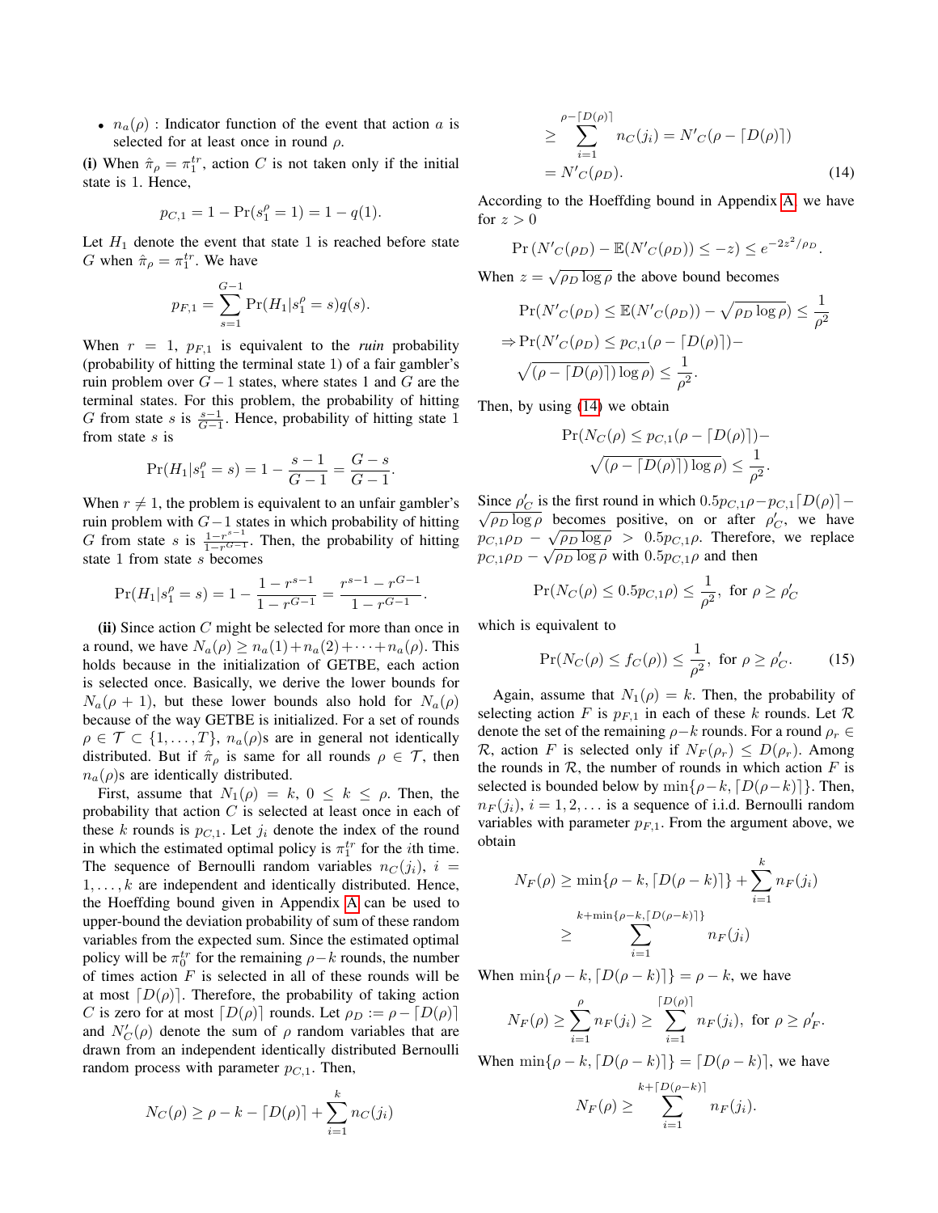- $n_a(\rho)$ : Indicator function of the event that action $a$ is selected for at least once in round $\rho$.

**(i)** When $\hat{\pi}_\rho = \pi_1^{tr}$, action $C$ is not taken only if the initial state is 1. Hence,

$$p_{C,1} = 1 - \Pr(s_1^\rho = 1) = 1 - q(1).$$

Let $H_1$ denote the event that state 1 is reached before state $G$ when $\hat{\pi}_\rho = \pi_1^{tr}$. We have

$$p_{F,1} = \sum_{s=1}^{G-1} \Pr(H_1 | s_1^\rho = s) q(s).$$

When $r = 1$, $p_{F,1}$ is equivalent to the *ruin* probability (probability of hitting the terminal state 1) of a fair gambler's ruin problem over $G-1$ states, where states 1 and $G$ are the terminal states. For this problem, the probability of hitting $G$ from state $s$ is $\frac{s-1}{G-1}$. Hence, probability of hitting state 1 from state $s$ is

$$\Pr(H_1 | s_1^\rho = s) = 1 - \frac{s-1}{G-1} = \frac{G-s}{G-1}.$$

When $r \neq 1$, the problem is equivalent to an unfair gambler's ruin problem with $G-1$ states in which probability of hitting $G$ from state $s$ is $\frac{1-r^{s-1}}{1-r^{G-1}}$. Then, the probability of hitting state 1 from state $s$ becomes

$$\Pr(H_1 | s_1^\rho = s) = 1 - \frac{1-r^{s-1}}{1-r^{G-1}} = \frac{r^{s-1} - r^{G-1}}{1-r^{G-1}}.$$

**(ii)** Since action $C$ might be selected for more than once in a round, we have $N_a(\rho) \geq n_a(1) + n_a(2) + \cdots + n_a(\rho)$. This holds because in the initialization of GETBE, each action is selected once. Basically, we derive the lower bounds for $N_a(\rho+1)$, but these lower bounds also hold for $N_a(\rho)$ because of the way GETBE is initialized. For a set of rounds $\rho \in \mathcal{T} \subset \{1, \ldots, T\}$, $n_a(\rho)$s are in general not identically distributed. But if $\hat{\pi}_\rho$ is same for all rounds $\rho \in \mathcal{T}$, then $n_a(\rho)$s are identically distributed.

First, assume that $N_1(\rho) = k$, $0 \leq k \leq \rho$. Then, the probability that action $C$ is selected at least once in each of these $k$ rounds is $p_{C,1}$. Let $j_i$ denote the index of the round in which the estimated optimal policy is $\pi_1^{tr}$ for the $i$th time. The sequence of Bernoulli random variables $n_C(j_i)$, $i = 1, \ldots, k$ are independent and identically distributed. Hence, the Hoeffding bound given in Appendix A can be used to upper-bound the deviation probability of sum of these random variables from the expected sum. Since the estimated optimal policy will be $\pi_0^{tr}$ for the remaining $\rho - k$ rounds, the number of times action $F$ is selected in all of these rounds will be at most $\lceil D(\rho) \rceil$. Therefore, the probability of taking action $C$ is zero for at most $\lceil D(\rho) \rceil$ rounds. Let $\rho_D := \rho - \lceil D(\rho) \rceil$ and $N_C'(\rho)$ denote the sum of $\rho$ random variables that are drawn from an independent identically distributed Bernoulli random process with parameter $p_{C,1}$. Then,

$$
\begin{aligned}
N_C(\rho) &\geq \rho - k - \lceil D(\rho) \rceil + \sum_{i=1}^{k} n_C(j_i) \\
&\geq \sum_{i=1}^{\rho - \lceil D(\rho) \rceil} n_C(j_i) = N'_C(\rho - \lceil D(\rho) \rceil) \\
&= N'_C(\rho_D). \qquad (14)
\end{aligned}
$$

According to the Hoeffding bound in Appendix A, we have for $z > 0$

$$\Pr\left(N'_C(\rho_D) - \mathbb{E}(N'_C(\rho_D)) \leq -z\right) \leq e^{-2z^2/\rho_D}.$$

When $z = \sqrt{\rho_D \log \rho}$ the above bound becomes

$$
\begin{aligned}
&\Pr(N'_C(\rho_D) \leq \mathbb{E}(N'_C(\rho_D)) - \sqrt{\rho_D \log \rho}) \leq \frac{1}{\rho^2} \\
\Rightarrow &\Pr(N'_C(\rho_D) \leq p_{C,1}(\rho - \lceil D(\rho) \rceil) - \\
&\sqrt{(\rho - \lceil D(\rho) \rceil) \log \rho}) \leq \frac{1}{\rho^2}.
\end{aligned}
$$

Then, by using (14) we obtain

$$
\begin{aligned}
&\Pr(N_C(\rho) \leq p_{C,1}(\rho - \lceil D(\rho) \rceil) - \\
&\qquad \sqrt{(\rho - \lceil D(\rho) \rceil) \log \rho}) \leq \frac{1}{\rho^2}.
\end{aligned}
$$

Since $\rho'_C$ is the first round in which $0.5 p_{C,1} \rho - p_{C,1} \lceil D(\rho) \rceil - \sqrt{\rho_D \log \rho}$ becomes positive, on or after $\rho'_C$, we have $p_{C,1} \rho_D - \sqrt{\rho_D \log \rho} > 0.5 p_{C,1} \rho$. Therefore, we replace $p_{C,1} \rho_D - \sqrt{\rho_D \log \rho}$ with $0.5 p_{C,1} \rho$ and then

$$\Pr(N_C(\rho) \leq 0.5 p_{C,1} \rho) \leq \frac{1}{\rho^2}, \text{ for } \rho \geq \rho'_C$$

which is equivalent to

$$\Pr(N_C(\rho) \leq f_C(\rho)) \leq \frac{1}{\rho^2}, \text{ for } \rho \geq \rho'_C. \qquad (15)$$

Again, assume that $N_1(\rho) = k$. Then, the probability of selecting action $F$ is $p_{F,1}$ in each of these $k$ rounds. Let $\mathcal{R}$ denote the set of the remaining $\rho - k$ rounds. For a round $\rho_r \in \mathcal{R}$, action $F$ is selected only if $N_F(\rho_r) \leq D(\rho_r)$. Among the rounds in $\mathcal{R}$, the number of rounds in which action $F$ is selected is bounded below by $\min\{\rho - k, \lceil D(\rho - k) \rceil\}$. Then, $n_F(j_i)$, $i = 1, 2, \ldots$ is a sequence of i.i.d. Bernoulli random variables with parameter $p_{F,1}$. From the argument above, we obtain

$$
\begin{aligned}
N_F(\rho) &\geq \min\{\rho - k, \lceil D(\rho - k) \rceil\} + \sum_{i=1}^{k} n_F(j_i) \\
&\geq \sum_{i=1}^{k + \min\{\rho - k, \lceil D(\rho - k) \rceil\}} n_F(j_i)
\end{aligned}
$$

When $\min\{\rho - k, \lceil D(\rho - k) \rceil\} = \rho - k$, we have

$$N_F(\rho) \geq \sum_{i=1}^{\rho} n_F(j_i) \geq \sum_{i=1}^{\lceil D(\rho) \rceil} n_F(j_i), \text{ for } \rho \geq \rho'_F.$$

When $\min\{\rho - k, \lceil D(\rho - k) \rceil\} = \lceil D(\rho - k) \rceil$, we have

$$N_F(\rho) \geq \sum_{i=1}^{k + \lceil D(\rho - k) \rceil} n_F(j_i).$$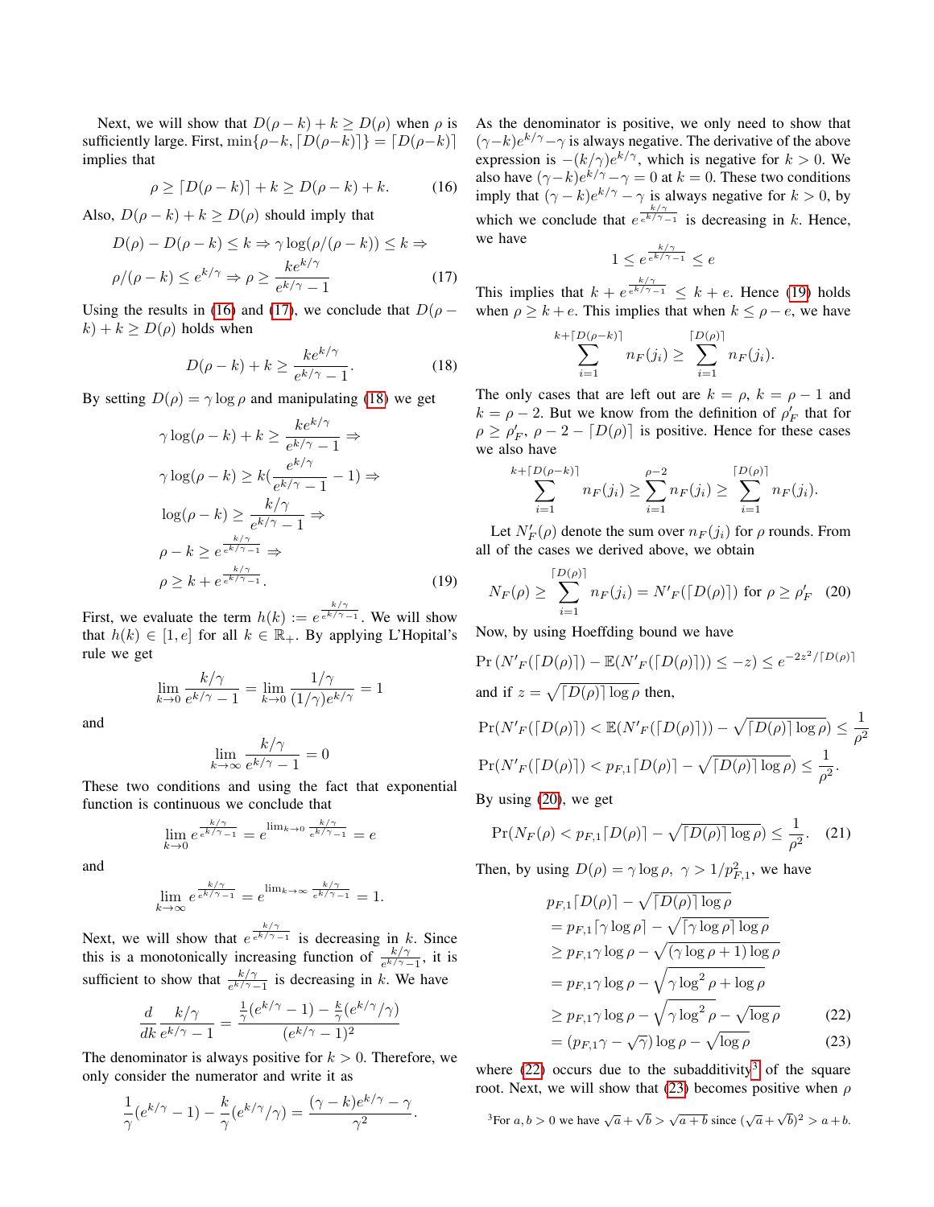Next, we will show that $D(\rho - k) + k \geq D(\rho)$ when $\rho$ is sufficiently large. First, $\min\{\rho - k, \lceil D(\rho - k)\rceil\} = \lceil D(\rho - k)\rceil$ implies that

$$\rho \geq \lceil D(\rho - k)\rceil + k \geq D(\rho - k) + k. \tag{16}$$

Also, $D(\rho - k) + k \geq D(\rho)$ should imply that

$$D(\rho) - D(\rho - k) \leq k \Rightarrow \gamma \log(\rho/(\rho - k)) \leq k \Rightarrow$$
$$\rho/(\rho - k) \leq e^{k/\gamma} \Rightarrow \rho \geq \frac{ke^{k/\gamma}}{e^{k/\gamma} - 1} \tag{17}$$

Using the results in (16) and (17), we conclude that $D(\rho - k) + k \geq D(\rho)$ holds when

$$D(\rho - k) + k \geq \frac{ke^{k/\gamma}}{e^{k/\gamma} - 1}. \tag{18}$$

By setting $D(\rho) = \gamma \log \rho$ and manipulating (18) we get

$$\gamma \log(\rho - k) + k \geq \frac{ke^{k/\gamma}}{e^{k/\gamma} - 1} \Rightarrow$$
$$\gamma \log(\rho - k) \geq k\left(\frac{e^{k/\gamma}}{e^{k/\gamma} - 1} - 1\right) \Rightarrow$$
$$\log(\rho - k) \geq \frac{k/\gamma}{e^{k/\gamma} - 1} \Rightarrow$$
$$\rho - k \geq e^{\frac{k/\gamma}{e^{k/\gamma}-1}} \Rightarrow$$
$$\rho \geq k + e^{\frac{k/\gamma}{e^{k/\gamma}-1}}. \tag{19}$$

First, we evaluate the term $h(k) := e^{\frac{k/\gamma}{e^{k/\gamma}-1}}$. We will show that $h(k) \in [1, e]$ for all $k \in \mathbb{R}_+$. By applying L'Hopital's rule we get

$$\lim_{k \to 0} \frac{k/\gamma}{e^{k/\gamma} - 1} = \lim_{k \to 0} \frac{1/\gamma}{(1/\gamma)e^{k/\gamma}} = 1$$

and

$$\lim_{k \to \infty} \frac{k/\gamma}{e^{k/\gamma} - 1} = 0$$

These two conditions and using the fact that exponential function is continuous we conclude that

$$\lim_{k \to 0} e^{\frac{k/\gamma}{e^{k/\gamma}-1}} = e^{\lim_{k \to 0} \frac{k/\gamma}{e^{k/\gamma}-1}} = e$$

and

$$\lim_{k \to \infty} e^{\frac{k/\gamma}{e^{k/\gamma}-1}} = e^{\lim_{k \to \infty} \frac{k/\gamma}{e^{k/\gamma}-1}} = 1.$$

Next, we will show that $e^{\frac{k/\gamma}{e^{k/\gamma}-1}}$ is decreasing in $k$. Since this is a monotonically increasing function of $\frac{k/\gamma}{e^{k/\gamma}-1}$, it is sufficient to show that $\frac{k/\gamma}{e^{k/\gamma}-1}$ is decreasing in $k$. We have

$$\frac{d}{dk} \frac{k/\gamma}{e^{k/\gamma} - 1} = \frac{\frac{1}{\gamma}(e^{k/\gamma} - 1) - \frac{k}{\gamma}(e^{k/\gamma}/\gamma)}{(e^{k/\gamma} - 1)^2}$$

The denominator is always positive for $k > 0$. Therefore, we only consider the numerator and write it as

$$\frac{1}{\gamma}(e^{k/\gamma} - 1) - \frac{k}{\gamma}(e^{k/\gamma}/\gamma) = \frac{(\gamma - k)e^{k/\gamma} - \gamma}{\gamma^2}.$$

As the denominator is positive, we only need to show that $(\gamma - k)e^{k/\gamma} - \gamma$ is always negative. The derivative of the above expression is $-(k/\gamma)e^{k/\gamma}$, which is negative for $k > 0$. We also have $(\gamma - k)e^{k/\gamma} - \gamma = 0$ at $k = 0$. These two conditions imply that $(\gamma - k)e^{k/\gamma} - \gamma$ is always negative for $k > 0$, by which we conclude that $e^{\frac{k/\gamma}{e^{k/\gamma}-1}}$ is decreasing in $k$. Hence, we have

$$1 \leq e^{\frac{k/\gamma}{e^{k/\gamma}-1}} \leq e$$

This implies that $k + e^{\frac{k/\gamma}{e^{k/\gamma}-1}} \leq k + e$. Hence (19) holds when $\rho \geq k + e$. This implies that when $k \leq \rho - e$, we have

$$\sum_{i=1}^{k + \lceil D(\rho - k)\rceil} n_F(j_i) \geq \sum_{i=1}^{\lceil D(\rho)\rceil} n_F(j_i).$$

The only cases that are left out are $k = \rho$, $k = \rho - 1$ and $k = \rho - 2$. But we know from the definition of $\rho'_F$ that for $\rho \geq \rho'_F$, $\rho - 2 - \lceil D(\rho)\rceil$ is positive. Hence for these cases we also have

$$\sum_{i=1}^{k + \lceil D(\rho - k)\rceil} n_F(j_i) \geq \sum_{i=1}^{\rho - 2} n_F(j_i) \geq \sum_{i=1}^{\lceil D(\rho)\rceil} n_F(j_i).$$

Let $N'_F(\rho)$ denote the sum over $n_F(j_i)$ for $\rho$ rounds. From all of the cases we derived above, we obtain

$$N_F(\rho) \geq \sum_{i=1}^{\lceil D(\rho)\rceil} n_F(j_i) = N'_F(\lceil D(\rho)\rceil) \text{ for } \rho \geq \rho'_F \tag{20}$$

Now, by using Hoeffding bound we have

$$\Pr\left(N'_F(\lceil D(\rho)\rceil) - \mathbb{E}(N'_F(\lceil D(\rho)\rceil)) \leq -z\right) \leq e^{-2z^2/\lceil D(\rho)\rceil}$$

and if $z = \sqrt{\lceil D(\rho)\rceil \log \rho}$ then,

$$\Pr(N'_F(\lceil D(\rho)\rceil) < \mathbb{E}(N'_F(\lceil D(\rho)\rceil)) - \sqrt{\lceil D(\rho)\rceil \log \rho}) \leq \frac{1}{\rho^2}$$
$$\Pr(N'_F(\lceil D(\rho)\rceil) < p_{F,1}\lceil D(\rho)\rceil - \sqrt{\lceil D(\rho)\rceil \log \rho}) \leq \frac{1}{\rho^2}.$$

By using (20), we get

$$\Pr(N_F(\rho) < p_{F,1}\lceil D(\rho)\rceil - \sqrt{\lceil D(\rho)\rceil \log \rho}) \leq \frac{1}{\rho^2}. \tag{21}$$

Then, by using $D(\rho) = \gamma \log \rho$, $\gamma > 1/p_{F,1}^2$, we have

$$\begin{aligned}
&p_{F,1}\lceil D(\rho)\rceil - \sqrt{\lceil D(\rho)\rceil \log \rho} \\
&= p_{F,1}\lceil \gamma \log \rho\rceil - \sqrt{\lceil \gamma \log \rho\rceil \log \rho} \\
&\geq p_{F,1}\gamma \log \rho - \sqrt{(\gamma \log \rho + 1)\log \rho} \\
&= p_{F,1}\gamma \log \rho - \sqrt{\gamma \log^2 \rho + \log \rho} \\
&\geq p_{F,1}\gamma \log \rho - \sqrt{\gamma \log^2 \rho} - \sqrt{\log \rho} \qquad (22) \\
&= (p_{F,1}\gamma - \sqrt{\gamma})\log \rho - \sqrt{\log \rho} \qquad (23)
\end{aligned}$$

where (22) occurs due to the subadditivity[3] of the square root. Next, we will show that (23) becomes positive when $\rho$

[3] For $a, b > 0$ we have $\sqrt{a} + \sqrt{b} > \sqrt{a+b}$ since $(\sqrt{a} + \sqrt{b})^2 > a + b$.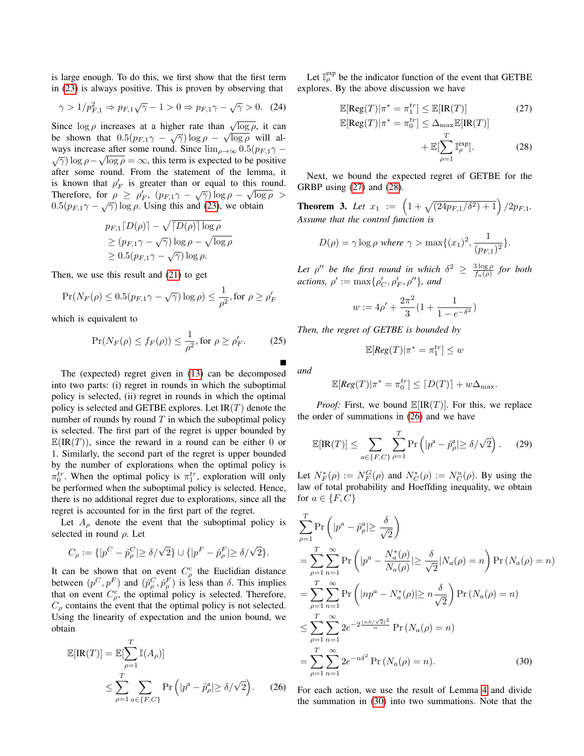is large enough. To do this, we first show that the first term in (23) is always positive. This is proven by observing that

$$\gamma > 1/p_{F,1}^2 \Rightarrow p_{F,1}\sqrt{\gamma} - 1 > 0 \Rightarrow p_{F,1}\gamma - \sqrt{\gamma} > 0. \quad (24)$$

Since $\log\rho$ increases at a higher rate than $\sqrt{\log\rho}$, it can be shown that $0.5(p_{F,1}\gamma - \sqrt{\gamma})\log\rho - \sqrt{\log\rho}$ will always increase after some round. Since $\lim_{\rho\to\infty} 0.5(p_{F,1}\gamma - \sqrt{\gamma})\log\rho - \sqrt{\log\rho} = \infty$, this term is expected to be positive after some round. From the statement of the lemma, it is known that $\rho'_F$ is greater than or equal to this round. Therefore, for $\rho \geq \rho'_F$, $(p_{F,1}\gamma - \sqrt{\gamma})\log\rho - \sqrt{\log\rho} > 0.5(p_{F,1}\gamma - \sqrt{\gamma})\log\rho$. Using this and (23), we obtain

$$\begin{aligned}
&p_{F,1}\lceil D(\rho)\rceil - \sqrt{\lceil D(\rho)\rceil \log\rho} \\
&\geq (p_{F,1}\gamma - \sqrt{\gamma})\log\rho - \sqrt{\log\rho} \\
&\geq 0.5(p_{F,1}\gamma - \sqrt{\gamma})\log\rho.
\end{aligned}$$

Then, we use this result and (21) to get

$$\Pr(N_F(\rho) \leq 0.5(p_{F,1}\gamma - \sqrt{\gamma})\log\rho) \leq \frac{1}{\rho^2}, \text{for } \rho \geq \rho'_F$$

which is equivalent to

$$\Pr(N_F(\rho) \leq f_F(\rho)) \leq \frac{1}{\rho^2}, \text{for } \rho \geq \rho'_F. \quad (25)$$

■

The (expected) regret given in (13) can be decomposed into two parts: (i) regret in rounds in which the suboptimal policy is selected, (ii) regret in rounds in which the optimal policy is selected and GETBE explores. Let $\text{IR}(T)$ denote the number of rounds by round $T$ in which the suboptimal policy is selected. The first part of the regret is upper bounded by $\mathbb{E}(\text{IR}(T))$, since the reward in a round can be either 0 or 1. Similarly, the second part of the regret is upper bounded by the number of explorations when the optimal policy is $\pi_0^{tr}$. When the optimal policy is $\pi_1^{tr}$, exploration will only be performed when the suboptimal policy is selected. Hence, there is no additional regret due to explorations, since all the regret is accounted for in the first part of the regret.

Let $A_\rho$ denote the event that the suboptimal policy is selected in round $\rho$. Let

$$C_\rho := \{|p^C - \hat{p}^C_\rho| \geq \delta/\sqrt{2}\} \cup \{|p^F - \hat{p}^F_\rho| \geq \delta/\sqrt{2}\}.$$

It can be shown that on event $C^c_\rho$ the Euclidian distance between $(p^C, p^F)$ and $(\hat{p}^C_\rho, \hat{p}^F_\rho)$ is less than $\delta$. This implies that on event $C^c_\rho$, the optimal policy is selected. Therefore, $C_\rho$ contains the event that the optimal policy is not selected. Using the linearity of expectation and the union bound, we obtain

$$\begin{aligned}
\mathbb{E}[\text{IR}(T)] &= \mathbb{E}[\sum_{\rho=1}^{T} \mathbb{I}(A_\rho)] \\
&\leq \sum_{\rho=1}^{T} \sum_{a\in\{F,C\}} \Pr\left(|p^{\mathrm{a}} - \hat{p}^{\mathrm{a}}_\rho| \geq \delta/\sqrt{2}\right). \quad (26)
\end{aligned}$$

Let $\mathbb{I}^{\text{exp}}_\rho$ be the indicator function of the event that GETBE explores. By the above discussion we have

$$\mathbb{E}[\text{Reg}(T)|\pi^* = \pi_1^{tr}] \leq \mathbb{E}[\text{IR}(T)] \quad (27)$$

$$\begin{aligned}
\mathbb{E}[\text{Reg}(T)|\pi^* = \pi_0^{tr}] &\leq \Delta_{\max}\mathbb{E}[\text{IR}(T)] \\
&+ \mathbb{E}[\sum_{\rho=1}^{T} \mathbb{I}^{\text{exp}}_\rho]. \quad (28)
\end{aligned}$$

Next, we bound the expected regret of GETBE for the GRBP using (27) and (28).

**Theorem 3.** *Let* $x_1 := \left(1 + \sqrt{(24p_{F,1}/\delta^2) + 1}\right)/2p_{F,1}$. *Assume that the control function is*

$$D(\rho) = \gamma\log\rho \textit{ where } \gamma > \max\{(x_1)^2, \frac{1}{(p_{F,1})^2}\}.$$

*Let* $\rho''$ *be the first round in which* $\delta^2 \geq \frac{3\log\rho}{f_a(\rho)}$ *for both actions,* $\rho' := \max\{\rho'_C, \rho'_F, \rho''\}$, *and*

$$w := 4\rho' + \frac{2\pi^2}{3}(1 + \frac{1}{1 - e^{-\delta^2}})$$

*Then, the regret of GETBE is bounded by*

$$\mathbb{E}[\textit{Reg}(T)|\pi^* = \pi_1^{tr}] \leq w$$

*and*

$$\mathbb{E}[\textit{Reg}(T)|\pi^* = \pi_0^{tr}] \leq \lceil D(T)\rceil + w\Delta_{\max}.$$

*Proof:* First, we bound $\mathbb{E}[\text{IR}(T)]$. For this, we replace the order of summations in (26) and we have

$$\mathbb{E}[\text{IR}(T)] \leq \sum_{a\in\{F,C\}} \sum_{\rho=1}^{T} \Pr\left(|p^{\mathrm{a}} - \hat{p}^{\mathrm{a}}_\rho| \geq \delta/\sqrt{2}\right). \quad (29)$$

Let $N^*_F(\rho) := N^G_F(\rho)$ and $N^*_C(\rho) := N^u_C(\rho)$. By using the law of total probability and Hoeffding inequality, we obtain for $a \in \{F, C\}$

$$\begin{aligned}
&\sum_{\rho=1}^{T} \Pr\left(|p^a - \hat{p}^a_\rho| \geq \frac{\delta}{\sqrt{2}}\right) \\
&= \sum_{\rho=1}^{T}\sum_{n=1}^{\infty} \Pr\left(|p^a - \frac{N^*_a(\rho)}{N_a(\rho)}| \geq \frac{\delta}{\sqrt{2}} | N_a(\rho) = n\right) \Pr\left(N_a(\rho) = n\right) \\
&= \sum_{\rho=1}^{T}\sum_{n=1}^{\infty} \Pr\left(|np^a - N^*_a(\rho)| \geq n\frac{\delta}{\sqrt{2}}\right) \Pr\left(N_a(\rho) = n\right) \\
&\leq \sum_{\rho=1}^{T}\sum_{n=1}^{\infty} 2e^{-2\frac{(n\delta/\sqrt{2})^2}{n}} \Pr\left(N_a(\rho) = n\right) \\
&= \sum_{\rho=1}^{T}\sum_{n=1}^{\infty} 2e^{-n\delta^2} \Pr\left(N_a(\rho) = n\right). \quad (30)
\end{aligned}$$

For each action, we use the result of Lemma 4 and divide the summation in (30) into two summations. Note that the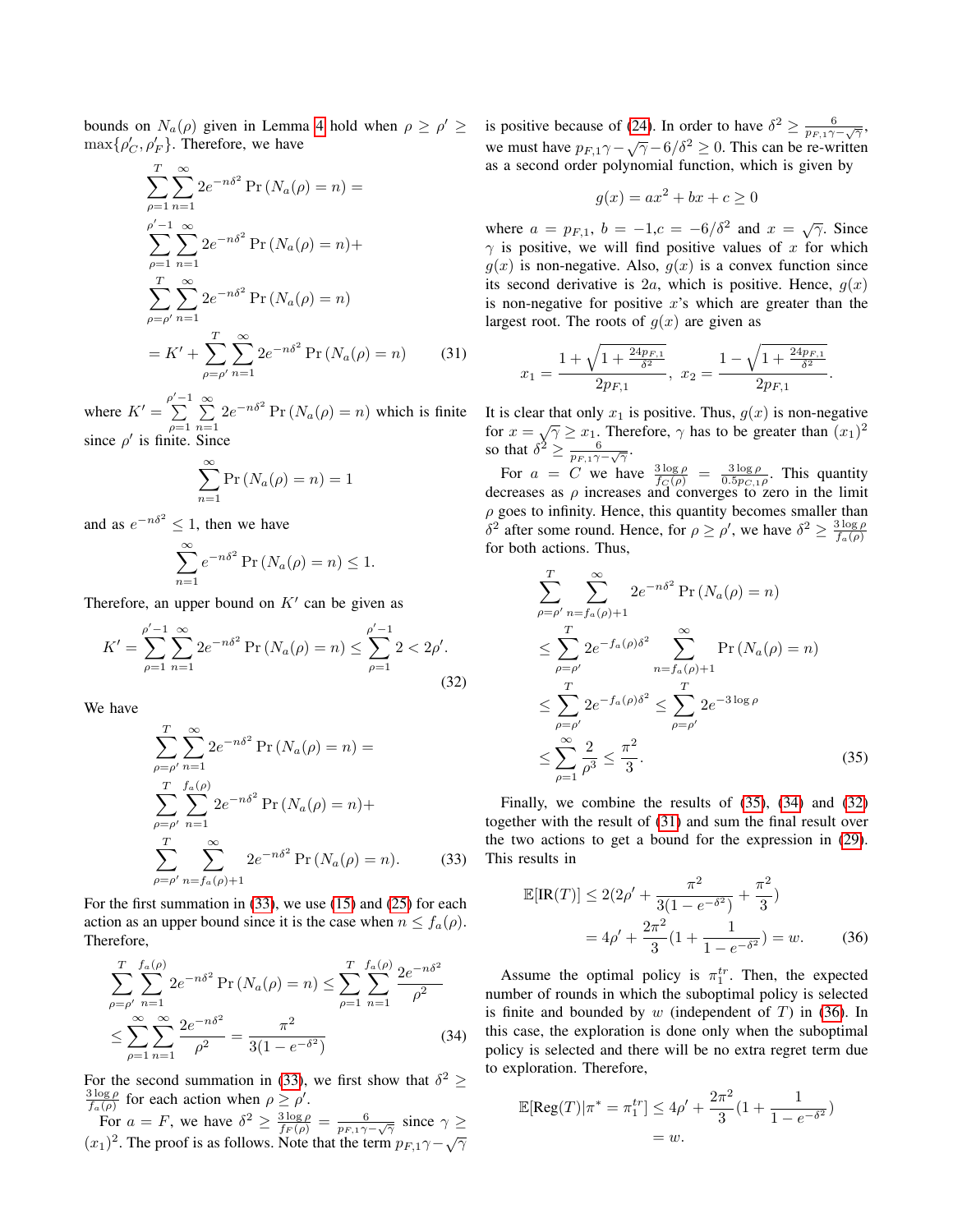bounds on $N_a(\rho)$ given in Lemma 4 hold when $\rho \geq \rho' \geq \max\{\rho'_C, \rho'_F\}$. Therefore, we have

$$
\begin{aligned}
&\sum_{\rho=1}^{T}\sum_{n=1}^{\infty} 2e^{-n\delta^2} \Pr\left(N_a(\rho)=n\right) = \\
&\sum_{\rho=1}^{\rho'-1}\sum_{n=1}^{\infty} 2e^{-n\delta^2} \Pr\left(N_a(\rho)=n\right) + \\
&\sum_{\rho=\rho'}^{T}\sum_{n=1}^{\infty} 2e^{-n\delta^2} \Pr\left(N_a(\rho)=n\right) \\
&= K' + \sum_{\rho=\rho'}^{T}\sum_{n=1}^{\infty} 2e^{-n\delta^2} \Pr\left(N_a(\rho)=n\right) \qquad (31)
\end{aligned}
$$

where $K' = \sum_{\rho=1}^{\rho'-1}\sum_{n=1}^{\infty} 2e^{-n\delta^2} \Pr\left(N_a(\rho)=n\right)$ which is finite since $\rho'$ is finite. Since

$$\sum_{n=1}^{\infty} \Pr\left(N_a(\rho)=n\right) = 1$$

and as $e^{-n\delta^2} \leq 1$, then we have

$$\sum_{n=1}^{\infty} e^{-n\delta^2} \Pr\left(N_a(\rho)=n\right) \leq 1.$$

Therefore, an upper bound on $K'$ can be given as

$$K' = \sum_{\rho=1}^{\rho'-1}\sum_{n=1}^{\infty} 2e^{-n\delta^2} \Pr\left(N_a(\rho)=n\right) \leq \sum_{\rho=1}^{\rho'-1} 2 < 2\rho'. \qquad (32)$$

We have

$$
\begin{aligned}
&\sum_{\rho=\rho'}^{T}\sum_{n=1}^{\infty} 2e^{-n\delta^2} \Pr\left(N_a(\rho)=n\right) = \\
&\sum_{\rho=\rho'}^{T}\sum_{n=1}^{f_a(\rho)} 2e^{-n\delta^2} \Pr\left(N_a(\rho)=n\right) + \\
&\sum_{\rho=\rho'}^{T}\sum_{n=f_a(\rho)+1}^{\infty} 2e^{-n\delta^2} \Pr\left(N_a(\rho)=n\right). \qquad (33)
\end{aligned}
$$

For the first summation in (33), we use (15) and (25) for each action as an upper bound since it is the case when $n \leq f_a(\rho)$. Therefore,

$$
\begin{aligned}
\sum_{\rho=\rho'}^{T}\sum_{n=1}^{f_a(\rho)} 2e^{-n\delta^2} \Pr\left(N_a(\rho)=n\right) &\leq \sum_{\rho=1}^{T}\sum_{n=1}^{f_a(\rho)} \frac{2e^{-n\delta^2}}{\rho^2} \\
&\leq \sum_{\rho=1}^{\infty}\sum_{n=1}^{\infty} \frac{2e^{-n\delta^2}}{\rho^2} = \frac{\pi^2}{3(1-e^{-\delta^2})} \qquad (34)
\end{aligned}
$$

For the second summation in (33), we first show that $\delta^2 \geq \frac{3\log\rho}{f_a(\rho)}$ for each action when $\rho \geq \rho'$.

For $a = F$, we have $\delta^2 \geq \frac{3\log\rho}{f_F(\rho)} = \frac{6}{p_{F,1}\gamma - \sqrt{\gamma}}$ since $\gamma \geq (x_1)^2$. The proof is as follows. Note that the term $p_{F,1}\gamma - \sqrt{\gamma}$ is positive because of (24). In order to have $\delta^2 \geq \frac{6}{p_{F,1}\gamma - \sqrt{\gamma}}$, we must have $p_{F,1}\gamma - \sqrt{\gamma} - 6/\delta^2 \geq 0$. This can be re-written as a second order polynomial function, which is given by

$$g(x) = ax^2 + bx + c \geq 0$$

where $a = p_{F,1}$, $b = -1$, $c = -6/\delta^2$ and $x = \sqrt{\gamma}$. Since $\gamma$ is positive, we will find positive values of $x$ for which $g(x)$ is non-negative. Also, $g(x)$ is a convex function since its second derivative is $2a$, which is positive. Hence, $g(x)$ is non-negative for positive $x$'s which are greater than the largest root. The roots of $g(x)$ are given as

$$x_1 = \frac{1 + \sqrt{1 + \frac{24p_{F,1}}{\delta^2}}}{2p_{F,1}},\ \ x_2 = \frac{1 - \sqrt{1 + \frac{24p_{F,1}}{\delta^2}}}{2p_{F,1}}.$$

It is clear that only $x_1$ is positive. Thus, $g(x)$ is non-negative for $x = \sqrt{\gamma} \geq x_1$. Therefore, $\gamma$ has to be greater than $(x_1)^2$ so that $\delta^2 \geq \frac{6}{p_{F,1}\gamma - \sqrt{\gamma}}$.

For $a = C$ we have $\frac{3\log\rho}{f_C(\rho)} = \frac{3\log\rho}{0.5p_{C,1}\rho}$. This quantity decreases as $\rho$ increases and converges to zero in the limit $\rho$ goes to infinity. Hence, this quantity becomes smaller than $\delta^2$ after some round. Hence, for $\rho \geq \rho'$, we have $\delta^2 \geq \frac{3\log\rho}{f_a(\rho)}$ for both actions. Thus,

$$
\begin{aligned}
&\sum_{\rho=\rho'}^{T}\sum_{n=f_a(\rho)+1}^{\infty} 2e^{-n\delta^2} \Pr\left(N_a(\rho)=n\right) \\
&\leq \sum_{\rho=\rho'}^{T} 2e^{-f_a(\rho)\delta^2} \sum_{n=f_a(\rho)+1}^{\infty} \Pr\left(N_a(\rho)=n\right) \\
&\leq \sum_{\rho=\rho'}^{T} 2e^{-f_a(\rho)\delta^2} \leq \sum_{\rho=\rho'}^{T} 2e^{-3\log\rho} \\
&\leq \sum_{\rho=1}^{\infty} \frac{2}{\rho^3} \leq \frac{\pi^2}{3}. \qquad (35)
\end{aligned}
$$

Finally, we combine the results of (35), (34) and (32) together with the result of (31) and sum the final result over the two actions to get a bound for the expression in (29). This results in

$$
\begin{aligned}
\mathbb{E}[\text{IR}(T)] &\leq 2\left(2\rho' + \frac{\pi^2}{3(1-e^{-\delta^2})} + \frac{\pi^2}{3}\right) \\
&= 4\rho' + \frac{2\pi^2}{3}\left(1 + \frac{1}{1-e^{-\delta^2}}\right) = w. \qquad (36)
\end{aligned}
$$

Assume the optimal policy is $\pi_1^{tr}$. Then, the expected number of rounds in which the suboptimal policy is selected is finite and bounded by $w$ (independent of $T$) in (36). In this case, the exploration is done only when the suboptimal policy is selected and there will be no extra regret term due to exploration. Therefore,

$$
\begin{aligned}
\mathbb{E}[\text{Reg}(T)|\pi^* = \pi_1^{tr}] &\leq 4\rho' + \frac{2\pi^2}{3}\left(1 + \frac{1}{1-e^{-\delta^2}}\right) \\
&= w.
\end{aligned}
$$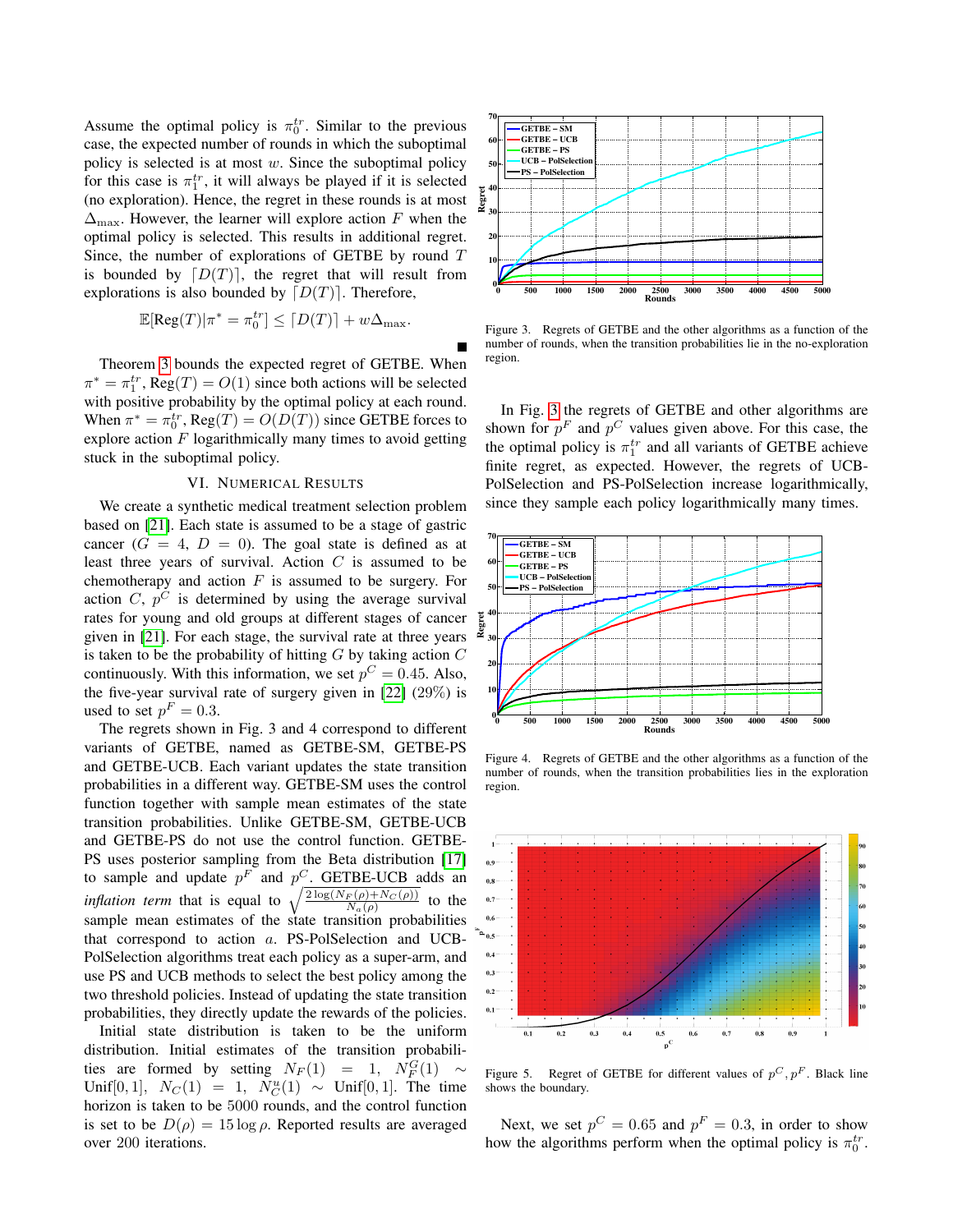Assume the optimal policy is $\pi_0^{tr}$. Similar to the previous case, the expected number of rounds in which the suboptimal policy is selected is at most $w$. Since the suboptimal policy for this case is $\pi_1^{tr}$, it will always be played if it is selected (no exploration). Hence, the regret in these rounds is at most $\Delta_{\max}$. However, the learner will explore action $F$ when the optimal policy is selected. This results in additional regret. Since, the number of explorations of GETBE by round $T$ is bounded by $\lceil D(T) \rceil$, the regret that will result from explorations is also bounded by $\lceil D(T) \rceil$. Therefore,

$$\mathbb{E}[\text{Reg}(T) | \pi^* = \pi_0^{tr}] \leq \lceil D(T) \rceil + w\Delta_{\max}.$$

■

Theorem 3 bounds the expected regret of GETBE. When $\pi^* = \pi_1^{tr}$, $\text{Reg}(T) = O(1)$ since both actions will be selected with positive probability by the optimal policy at each round. When $\pi^* = \pi_0^{tr}$, $\text{Reg}(T) = O(D(T))$ since GETBE forces to explore action $F$ logarithmically many times to avoid getting stuck in the suboptimal policy.

## VI. Numerical Results

We create a synthetic medical treatment selection problem based on [21]. Each state is assumed to be a stage of gastric cancer ($G = 4$, $D = 0$). The goal state is defined as at least three years of survival. Action $C$ is assumed to be chemotherapy and action $F$ is assumed to be surgery. For action $C$, $p^C$ is determined by using the average survival rates for young and old groups at different stages of cancer given in [21]. For each stage, the survival rate at three years is taken to be the probability of hitting $G$ by taking action $C$ continuously. With this information, we set $p^C = 0.45$. Also, the five-year survival rate of surgery given in [22] (29%) is used to set $p^F = 0.3$.

The regrets shown in Fig. 3 and 4 correspond to different variants of GETBE, named as GETBE-SM, GETBE-PS and GETBE-UCB. Each variant updates the state transition probabilities in a different way. GETBE-SM uses the control function together with sample mean estimates of the state transition probabilities. Unlike GETBE-SM, GETBE-UCB and GETBE-PS do not use the control function. GETBE-PS uses posterior sampling from the Beta distribution [17] to sample and update $p^F$ and $p^C$. GETBE-UCB adds an *inflation term* that is equal to $\sqrt{\frac{2\log(N_F(\rho)+N_C(\rho))}{N_a(\rho)}}$ to the sample mean estimates of the state transition probabilities that correspond to action $a$. PS-PolSelection and UCB-PolSelection algorithms treat each policy as a super-arm, and use PS and UCB methods to select the best policy among the two threshold policies. Instead of updating the state transition probabilities, they directly update the rewards of the policies.

Initial state distribution is taken to be the uniform distribution. Initial estimates of the transition probabilities are formed by setting $N_F(1) = 1$, $N_F^G(1) \sim \text{Unif}[0,1]$, $N_C(1) = 1$, $N_C^u(1) \sim \text{Unif}[0,1]$. The time horizon is taken to be 5000 rounds, and the control function is set to be $D(\rho) = 15 \log \rho$. Reported results are averaged over 200 iterations.

Figure 3. Regrets of GETBE and the other algorithms as a function of the number of rounds, when the transition probabilities lie in the no-exploration region.

In Fig. 3 the regrets of GETBE and other algorithms are shown for $p^F$ and $p^C$ values given above. For this case, the the optimal policy is $\pi_1^{tr}$ and all variants of GETBE achieve finite regret, as expected. However, the regrets of UCB-PolSelection and PS-PolSelection increase logarithmically, since they sample each policy logarithmically many times.

Figure 4. Regrets of GETBE and the other algorithms as a function of the number of rounds, when the transition probabilities lies in the exploration region.

Figure 5. Regret of GETBE for different values of $p^C, p^F$. Black line shows the boundary.

Next, we set $p^C = 0.65$ and $p^F = 0.3$, in order to show how the algorithms perform when the optimal policy is $\pi_0^{tr}$.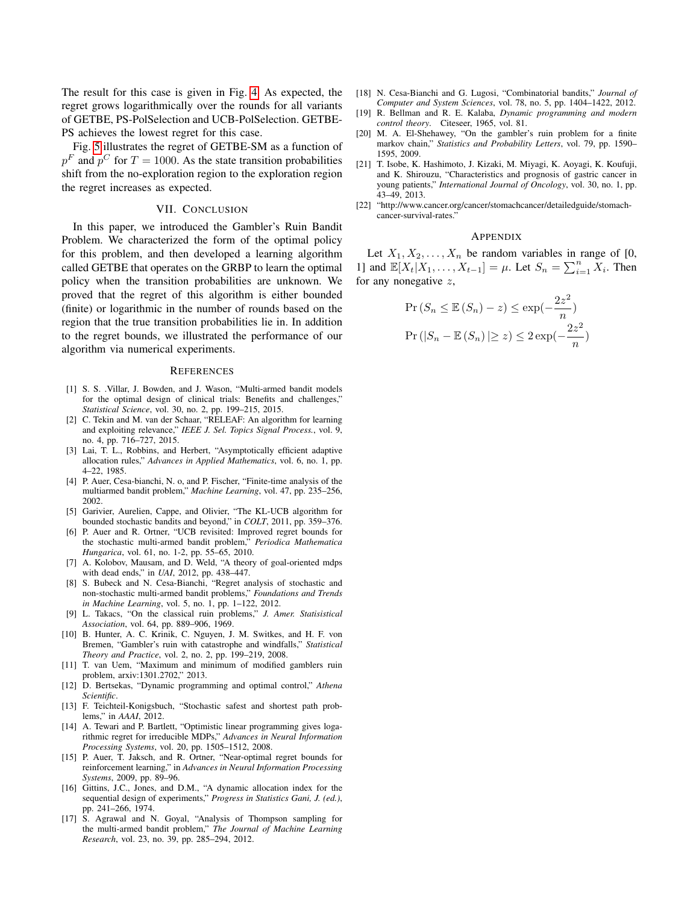The result for this case is given in Fig. 4. As expected, the regret grows logarithmically over the rounds for all variants of GETBE, PS-PolSelection and UCB-PolSelection. GETBE-PS achieves the lowest regret for this case.

Fig. 5 illustrates the regret of GETBE-SM as a function of $p^F$ and $p^C$ for $T = 1000$. As the state transition probabilities shift from the no-exploration region to the exploration region the regret increases as expected.

## VII. Conclusion

In this paper, we introduced the Gambler's Ruin Bandit Problem. We characterized the form of the optimal policy for this problem, and then developed a learning algorithm called GETBE that operates on the GRBP to learn the optimal policy when the transition probabilities are unknown. We proved that the regret of this algorithm is either bounded (finite) or logarithmic in the number of rounds based on the region that the true transition probabilities lie in. In addition to the regret bounds, we illustrated the performance of our algorithm via numerical experiments.

## References

[1] S. S. .Villar, J. Bowden, and J. Wason, "Multi-armed bandit models for the optimal design of clinical trials: Benefits and challenges," *Statistical Science*, vol. 30, no. 2, pp. 199–215, 2015.

[2] C. Tekin and M. van der Schaar, "RELEAF: An algorithm for learning and exploiting relevance," *IEEE J. Sel. Topics Signal Process.*, vol. 9, no. 4, pp. 716–727, 2015.

[3] Lai, T. L., Robbins, and Herbert, "Asymptotically efficient adaptive allocation rules," *Advances in Applied Mathematics*, vol. 6, no. 1, pp. 4–22, 1985.

[4] P. Auer, Cesa-bianchi, N. o, and P. Fischer, "Finite-time analysis of the multiarmed bandit problem," *Machine Learning*, vol. 47, pp. 235–256, 2002.

[5] Garivier, Aurelien, Cappe, and Olivier, "The KL-UCB algorithm for bounded stochastic bandits and beyond," in *COLT*, 2011, pp. 359–376.

[6] P. Auer and R. Ortner, "UCB revisited: Improved regret bounds for the stochastic multi-armed bandit problem," *Periodica Mathematica Hungarica*, vol. 61, no. 1-2, pp. 55–65, 2010.

[7] A. Kolobov, Mausam, and D. Weld, "A theory of goal-oriented mdps with dead ends," in *UAI*, 2012, pp. 438–447.

[8] S. Bubeck and N. Cesa-Bianchi, "Regret analysis of stochastic and non-stochastic multi-armed bandit problems," *Foundations and Trends in Machine Learning*, vol. 5, no. 1, pp. 1–122, 2012.

[9] L. Takacs, "On the classical ruin problems," *J. Amer. Statisistical Association*, vol. 64, pp. 889–906, 1969.

[10] B. Hunter, A. C. Krinik, C. Nguyen, J. M. Switkes, and H. F. von Bremen, "Gambler's ruin with catastrophe and windfalls," *Statistical Theory and Practice*, vol. 2, no. 2, pp. 199–219, 2008.

[11] T. van Uem, "Maximum and minimum of modified gamblers ruin problem, arxiv:1301.2702," 2013.

[12] D. Bertsekas, "Dynamic programming and optimal control," *Athena Scientific*.

[13] F. Teichteil-Konigsbuch, "Stochastic safest and shortest path problems," in *AAAI*, 2012.

[14] A. Tewari and P. Bartlett, "Optimistic linear programming gives logarithmic regret for irreducible MDPs," *Advances in Neural Information Processing Systems*, vol. 20, pp. 1505–1512, 2008.

[15] P. Auer, T. Jaksch, and R. Ortner, "Near-optimal regret bounds for reinforcement learning," in *Advances in Neural Information Processing Systems*, 2009, pp. 89–96.

[16] Gittins, J.C., Jones, and D.M., "A dynamic allocation index for the sequential design of experiments," *Progress in Statistics Gani, J. (ed.)*, pp. 241–266, 1974.

[17] S. Agrawal and N. Goyal, "Analysis of Thompson sampling for the multi-armed bandit problem," *The Journal of Machine Learning Research*, vol. 23, no. 39, pp. 285–294, 2012.

[18] N. Cesa-Bianchi and G. Lugosi, "Combinatorial bandits," *Journal of Computer and System Sciences*, vol. 78, no. 5, pp. 1404–1422, 2012.

[19] R. Bellman and R. E. Kalaba, *Dynamic programming and modern control theory*. Citeseer, 1965, vol. 81.

[20] M. A. El-Shehawey, "On the gambler's ruin problem for a finite markov chain," *Statistics and Probability Letters*, vol. 79, pp. 1590–1595, 2009.

[21] T. Isobe, K. Hashimoto, J. Kizaki, M. Miyagi, K. Aoyagi, K. Koufuji, and K. Shirouzu, "Characteristics and prognosis of gastric cancer in young patients," *International Journal of Oncology*, vol. 30, no. 1, pp. 43–49, 2013.

[22] "http://www.cancer.org/cancer/stomachcancer/detailedguide/stomach-cancer-survival-rates."

## Appendix

Let $X_1, X_2, \ldots, X_n$ be random variables in range of [0, 1] and $\mathbb{E}[X_t|X_1, \ldots, X_{t-1}] = \mu$. Let $S_n = \sum_{i=1}^{n} X_i$. Then for any nonegative $z$,

$$\Pr\left(S_n \leq \mathbb{E}\left(S_n\right) - z\right) \leq \exp(-\frac{2z^2}{n})$$

$$\Pr\left(\left|S_n - \mathbb{E}\left(S_n\right)\right| \geq z\right) \leq 2\exp(-\frac{2z^2}{n})$$